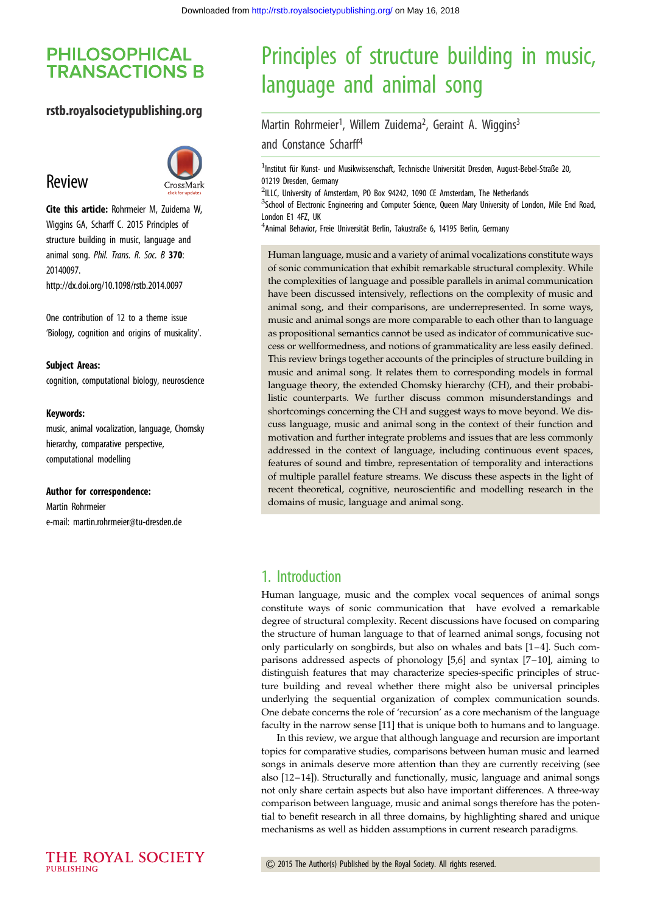PHILOSOPHICAL TRANSACTIONS B

rstb.royalsocietypublishing.org

Review

**Cite this article:** Rohrmeier M, Zuidema W, Wiggins GA, Scharff C. 2015 Principles of structure building in music, language and animal song. *Phil. Trans. R. Soc. B* **370**: 20140097.
http://dx.doi.org/10.1098/rstb.2014.0097

One contribution of 12 to a theme issue 'Biology, cognition and origins of musicality'.

**Subject Areas:**
cognition, computational biology, neuroscience

**Keywords:**
music, animal vocalization, language, Chomsky hierarchy, comparative perspective, computational modelling

**Author for correspondence:**
Martin Rohrmeier
e-mail: martin.rohrmeier@tu-dresden.de

# Principles of structure building in music, language and animal song

Martin Rohrmeier[1], Willem Zuidema[2], Geraint A. Wiggins[3] and Constance Scharff[4]

[1]Institut für Kunst- und Musikwissenschaft, Technische Universität Dresden, August-Bebel-Straße 20, 01219 Dresden, Germany
[2]ILLC, University of Amsterdam, PO Box 94242, 1090 CE Amsterdam, The Netherlands
[3]School of Electronic Engineering and Computer Science, Queen Mary University of London, Mile End Road, London E1 4FZ, UK
[4]Animal Behavior, Freie Universität Berlin, Takustraße 6, 14195 Berlin, Germany

Human language, music and a variety of animal vocalizations constitute ways of sonic communication that exhibit remarkable structural complexity. While the complexities of language and possible parallels in animal communication have been discussed intensively, reflections on the complexity of music and animal song, and their comparisons, are underrepresented. In some ways, music and animal songs are more comparable to each other than to language as propositional semantics cannot be used as indicator of communicative success or wellformedness, and notions of grammaticality are less easily defined. This review brings together accounts of the principles of structure building in music and animal song. It relates them to corresponding models in formal language theory, the extended Chomsky hierarchy (CH), and their probabilistic counterparts. We further discuss common misunderstandings and shortcomings concerning the CH and suggest ways to move beyond. We discuss language, music and animal song in the context of their function and motivation and further integrate problems and issues that are less commonly addressed in the context of language, including continuous event spaces, features of sound and timbre, representation of temporality and interactions of multiple parallel feature streams. We discuss these aspects in the light of recent theoretical, cognitive, neuroscientific and modelling research in the domains of music, language and animal song.

## 1. Introduction

Human language, music and the complex vocal sequences of animal songs constitute ways of sonic communication that have evolved a remarkable degree of structural complexity. Recent discussions have focused on comparing the structure of human language to that of learned animal songs, focusing not only particularly on songbirds, but also on whales and bats [1–4]. Such comparisons addressed aspects of phonology [5,6] and syntax [7–10], aiming to distinguish features that may characterize species-specific principles of structure building and reveal whether there might also be universal principles underlying the sequential organization of complex communication sounds. One debate concerns the role of 'recursion' as a core mechanism of the language faculty in the narrow sense [11] that is unique both to humans and to language.

In this review, we argue that although language and recursion are important topics for comparative studies, comparisons between human music and learned songs in animals deserve more attention than they are currently receiving (see also [12–14]). Structurally and functionally, music, language and animal songs not only share certain aspects but also have important differences. A three-way comparison between language, music and animal songs therefore has the potential to benefit research in all three domains, by highlighting shared and unique mechanisms as well as hidden assumptions in current research paradigms.

© 2015 The Author(s) Published by the Royal Society. All rights reserved.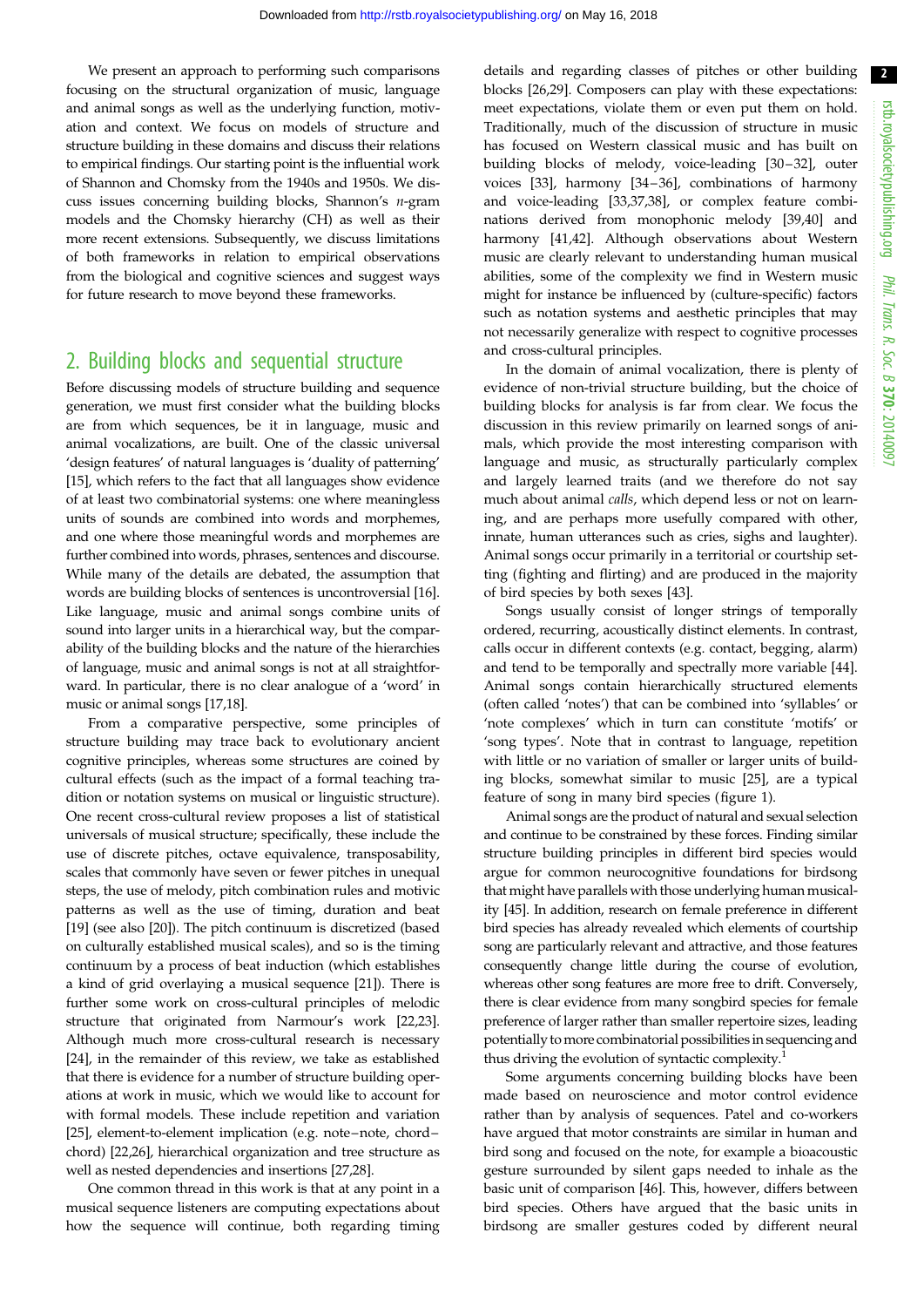We present an approach to performing such comparisons focusing on the structural organization of music, language and animal songs as well as the underlying function, motivation and context. We focus on models of structure and structure building in these domains and discuss their relations to empirical findings. Our starting point is the influential work of Shannon and Chomsky from the 1940s and 1950s. We discuss issues concerning building blocks, Shannon's $n$-gram models and the Chomsky hierarchy (CH) as well as their more recent extensions. Subsequently, we discuss limitations of both frameworks in relation to empirical observations from the biological and cognitive sciences and suggest ways for future research to move beyond these frameworks.

## 2. Building blocks and sequential structure

Before discussing models of structure building and sequence generation, we must first consider what the building blocks are from which sequences, be it in language, music and animal vocalizations, are built. One of the classic universal 'design features' of natural languages is 'duality of patterning' [15], which refers to the fact that all languages show evidence of at least two combinatorial systems: one where meaningless units of sounds are combined into words and morphemes, and one where those meaningful words and morphemes are further combined into words, phrases, sentences and discourse. While many of the details are debated, the assumption that words are building blocks of sentences is uncontroversial [16]. Like language, music and animal songs combine units of sound into larger units in a hierarchical way, but the comparability of the building blocks and the nature of the hierarchies of language, music and animal songs is not at all straightforward. In particular, there is no clear analogue of a 'word' in music or animal songs [17,18].

From a comparative perspective, some principles of structure building may trace back to evolutionary ancient cognitive principles, whereas some structures are coined by cultural effects (such as the impact of a formal teaching tradition or notation systems on musical or linguistic structure). One recent cross-cultural review proposes a list of statistical universals of musical structure; specifically, these include the use of discrete pitches, octave equivalence, transposability, scales that commonly have seven or fewer pitches in unequal steps, the use of melody, pitch combination rules and motivic patterns as well as the use of timing, duration and beat [19] (see also [20]). The pitch continuum is discretized (based on culturally established musical scales), and so is the timing continuum by a process of beat induction (which establishes a kind of grid overlaying a musical sequence [21]). There is further some work on cross-cultural principles of melodic structure that originated from Narmour's work [22,23]. Although much more cross-cultural research is necessary [24], in the remainder of this review, we take as established that there is evidence for a number of structure building operations at work in music, which we would like to account for with formal models. These include repetition and variation [25], element-to-element implication (e.g. note–note, chord–chord) [22,26], hierarchical organization and tree structure as well as nested dependencies and insertions [27,28].

One common thread in this work is that at any point in a musical sequence listeners are computing expectations about how the sequence will continue, both regarding timing details and regarding classes of pitches or other building blocks [26,29]. Composers can play with these expectations: meet expectations, violate them or even put them on hold. Traditionally, much of the discussion of structure in music has focused on Western classical music and has built on building blocks of melody, voice-leading [30–32], outer voices [33], harmony [34–36], combinations of harmony and voice-leading [33,37,38], or complex feature combinations derived from monophonic melody [39,40] and harmony [41,42]. Although observations about Western music are clearly relevant to understanding human musical abilities, some of the complexity we find in Western music might for instance be influenced by (culture-specific) factors such as notation systems and aesthetic principles that may not necessarily generalize with respect to cognitive processes and cross-cultural principles.

In the domain of animal vocalization, there is plenty of evidence of non-trivial structure building, but the choice of building blocks for analysis is far from clear. We focus the discussion in this review primarily on learned songs of animals, which provide the most interesting comparison with language and music, as structurally particularly complex and largely learned traits (and we therefore do not say much about animal *calls*, which depend less or not on learning, and are perhaps more usefully compared with other, innate, human utterances such as cries, sighs and laughter). Animal songs occur primarily in a territorial or courtship setting (fighting and flirting) and are produced in the majority of bird species by both sexes [43].

Songs usually consist of longer strings of temporally ordered, recurring, acoustically distinct elements. In contrast, calls occur in different contexts (e.g. contact, begging, alarm) and tend to be temporally and spectrally more variable [44]. Animal songs contain hierarchically structured elements (often called 'notes') that can be combined into 'syllables' or 'note complexes' which in turn can constitute 'motifs' or 'song types'. Note that in contrast to language, repetition with little or no variation of smaller or larger units of building blocks, somewhat similar to music [25], are a typical feature of song in many bird species (figure 1).

Animal songs are the product of natural and sexual selection and continue to be constrained by these forces. Finding similar structure building principles in different bird species would argue for common neurocognitive foundations for birdsong that might have parallels with those underlying human musicality [45]. In addition, research on female preference in different bird species has already revealed which elements of courtship song are particularly relevant and attractive, and those features consequently change little during the course of evolution, whereas other song features are more free to drift. Conversely, there is clear evidence from many songbird species for female preference of larger rather than smaller repertoire sizes, leading potentially to more combinatorial possibilities in sequencing and thus driving the evolution of syntactic complexity.[1]

Some arguments concerning building blocks have been made based on neuroscience and motor control evidence rather than by analysis of sequences. Patel and co-workers have argued that motor constraints are similar in human and bird song and focused on the note, for example a bioacoustic gesture surrounded by silent gaps needed to inhale as the basic unit of comparison [46]. This, however, differs between bird species. Others have argued that the basic units in birdsong are smaller gestures coded by different neural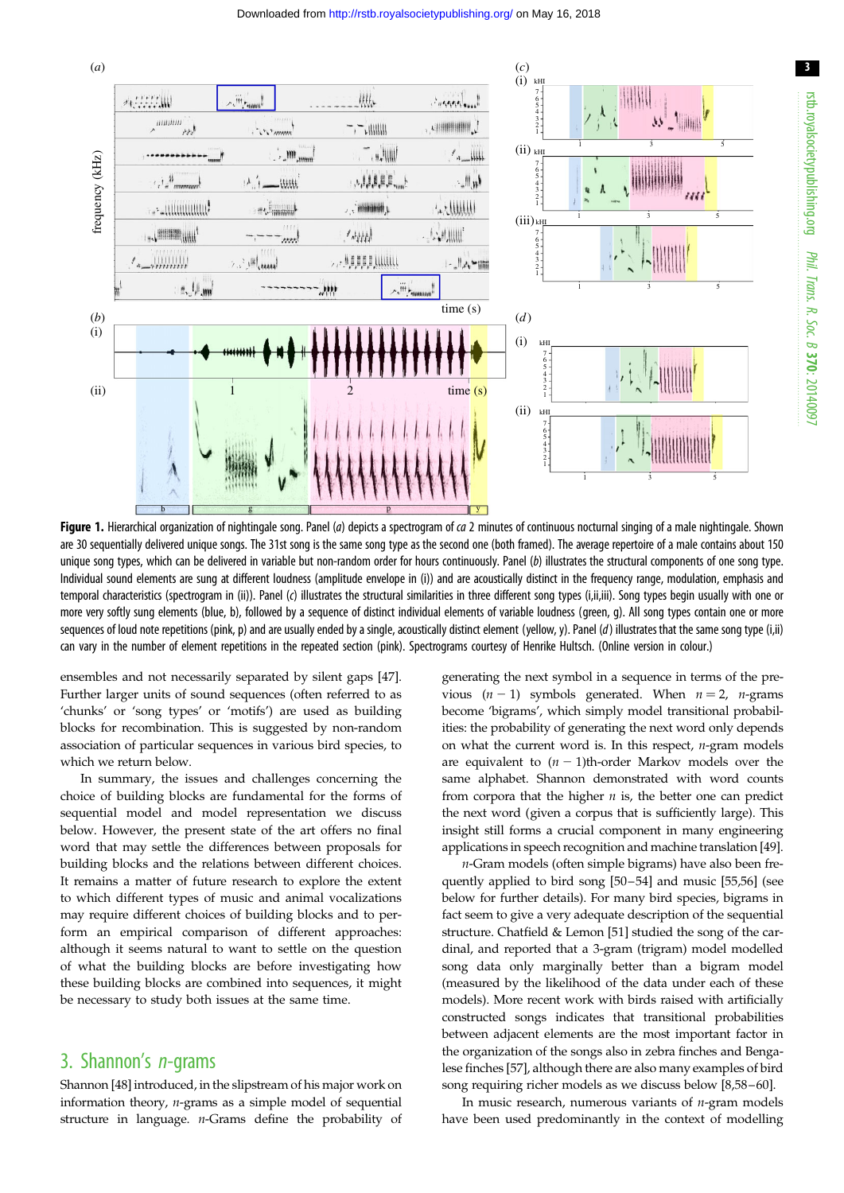(a)

frequency (kHz)

time (s)

(b)

(i)

(ii)

1

2

time (s)

b g p y

(c)

(i) kHz 7 6 5 4 3 2 1

1 3 5

(ii) kHz

1 3 5

(iii) kHz

1 3 5

(d)

(i) kHz

(ii) kHz

1 3 5

**Figure 1.** Hierarchical organization of nightingale song. Panel (*a*) depicts a spectrogram of *ca* 2 minutes of continuous nocturnal singing of a male nightingale. Shown are 30 sequentially delivered unique songs. The 31st song is the same song type as the second one (both framed). The average repertoire of a male contains about 150 unique song types, which can be delivered in variable but non-random order for hours continuously. Panel (*b*) illustrates the structural components of one song type. Individual sound elements are sung at different loudness (amplitude envelope in (i)) and are acoustically distinct in the frequency range, modulation, emphasis and temporal characteristics (spectrogram in (ii)). Panel (*c*) illustrates the structural similarities in three different song types (i,ii,iii). Song types begin usually with one or more very softly sung elements (blue, b), followed by a sequence of distinct individual elements of variable loudness (green, g). All song types contain one or more sequences of loud note repetitions (pink, p) and are usually ended by a single, acoustically distinct element (yellow, y). Panel (*d*) illustrates that the same song type (i,ii) can vary in the number of element repetitions in the repeated section (pink). Spectrograms courtesy of Henrike Hultsch. (Online version in colour.)

ensembles and not necessarily separated by silent gaps [47]. Further larger units of sound sequences (often referred to as 'chunks' or 'song types' or 'motifs') are used as building blocks for recombination. This is suggested by non-random association of particular sequences in various bird species, to which we return below.

In summary, the issues and challenges concerning the choice of building blocks are fundamental for the forms of sequential model and model representation we discuss below. However, the present state of the art offers no final word that may settle the differences between proposals for building blocks and the relations between different choices. It remains a matter of future research to explore the extent to which different types of music and animal vocalizations may require different choices of building blocks and to perform an empirical comparison of different approaches: although it seems natural to want to settle on the question of what the building blocks are before investigating how these building blocks are combined into sequences, it might be necessary to study both issues at the same time.

## 3. Shannon's *n*-grams

Shannon [48] introduced, in the slipstream of his major work on information theory, *n*-grams as a simple model of sequential structure in language. *n*-Grams define the probability of generating the next symbol in a sequence in terms of the previous $(n-1)$ symbols generated. When $n=2$, *n*-grams become 'bigrams', which simply model transitional probabilities: the probability of generating the next word only depends on what the current word is. In this respect, *n*-gram models are equivalent to $(n-1)$th-order Markov models over the same alphabet. Shannon demonstrated with word counts from corpora that the higher *n* is, the better one can predict the next word (given a corpus that is sufficiently large). This insight still forms a crucial component in many engineering applications in speech recognition and machine translation [49].

*n*-Gram models (often simple bigrams) have also been frequently applied to bird song [50–54] and music [55,56] (see below for further details). For many bird species, bigrams in fact seem to give a very adequate description of the sequential structure. Chatfield & Lemon [51] studied the song of the cardinal, and reported that a 3-gram (trigram) model modelled song data only marginally better than a bigram model (measured by the likelihood of the data under each of these models). More recent work with birds raised with artificially constructed songs indicates that transitional probabilities between adjacent elements are the most important factor in the organization of the songs also in zebra finches and Bengalese finches [57], although there are also many examples of bird song requiring richer models as we discuss below [8,58–60].

In music research, numerous variants of *n*-gram models have been used predominantly in the context of modelling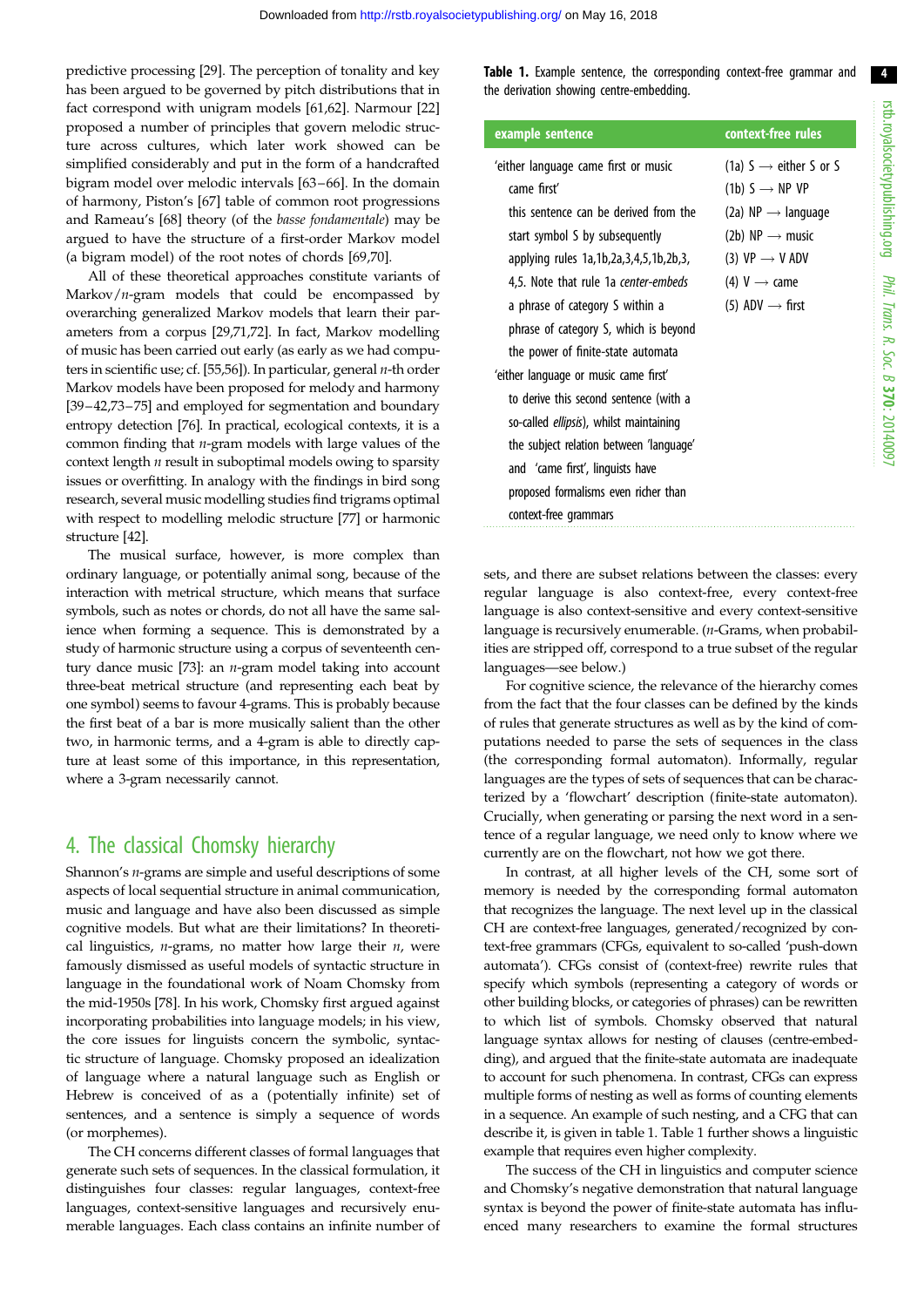predictive processing [29]. The perception of tonality and key has been argued to be governed by pitch distributions that in fact correspond with unigram models [61,62]. Narmour [22] proposed a number of principles that govern melodic structure across cultures, which later work showed can be simplified considerably and put in the form of a handcrafted bigram model over melodic intervals [63–66]. In the domain of harmony, Piston's [67] table of common root progressions and Rameau's [68] theory (of the *basse fondamentale*) may be argued to have the structure of a first-order Markov model (a bigram model) of the root notes of chords [69,70].

All of these theoretical approaches constitute variants of Markov/$n$-gram models that could be encompassed by overarching generalized Markov models that learn their parameters from a corpus [29,71,72]. In fact, Markov modelling of music has been carried out early (as early as we had computers in scientific use; cf. [55,56]). In particular, general $n$-th order Markov models have been proposed for melody and harmony [39–42,73–75] and employed for segmentation and boundary entropy detection [76]. In practical, ecological contexts, it is a common finding that $n$-gram models with large values of the context length $n$ result in suboptimal models owing to sparsity issues or overfitting. In analogy with the findings in bird song research, several music modelling studies find trigrams optimal with respect to modelling melodic structure [77] or harmonic structure [42].

The musical surface, however, is more complex than ordinary language, or potentially animal song, because of the interaction with metrical structure, which means that surface symbols, such as notes or chords, do not all have the same salience when forming a sequence. This is demonstrated by a study of harmonic structure using a corpus of seventeenth century dance music [73]: an $n$-gram model taking into account three-beat metrical structure (and representing each beat by one symbol) seems to favour 4-grams. This is probably because the first beat of a bar is more musically salient than the other two, in harmonic terms, and a 4-gram is able to directly capture at least some of this importance, in this representation, where a 3-gram necessarily cannot.

## 4. The classical Chomsky hierarchy

Shannon's $n$-grams are simple and useful descriptions of some aspects of local sequential structure in animal communication, music and language and have also been discussed as simple cognitive models. But what are their limitations? In theoretical linguistics, $n$-grams, no matter how large their $n$, were famously dismissed as useful models of syntactic structure in language in the foundational work of Noam Chomsky from the mid-1950s [78]. In his work, Chomsky first argued against incorporating probabilities into language models; in his view, the core issues for linguists concern the symbolic, syntactic structure of language. Chomsky proposed an idealization of language where a natural language such as English or Hebrew is conceived of as a (potentially infinite) set of sentences, and a sentence is simply a sequence of words (or morphemes).

The CH concerns different classes of formal languages that generate such sets of sequences. In the classical formulation, it distinguishes four classes: regular languages, context-free languages, context-sensitive languages and recursively enumerable languages. Each class contains an infinite number of sets, and there are subset relations between the classes: every regular language is also context-free, every context-free language is also context-sensitive and every context-sensitive language is recursively enumerable. ($n$-Grams, when probabilities are stripped off, correspond to a true subset of the regular languages—see below.)

For cognitive science, the relevance of the hierarchy comes from the fact that the four classes can be defined by the kinds of rules that generate structures as well as by the kind of computations needed to parse the sets of sequences in the class (the corresponding formal automaton). Informally, regular languages are the types of sets of sequences that can be characterized by a 'flowchart' description (finite-state automaton). Crucially, when generating or parsing the next word in a sentence of a regular language, we need only to know where we currently are on the flowchart, not how we got there.

In contrast, at all higher levels of the CH, some sort of memory is needed by the corresponding formal automaton that recognizes the language. The next level up in the classical CH are context-free languages, generated/recognized by context-free grammars (CFGs, equivalent to so-called 'push-down automata'). CFGs consist of (context-free) rewrite rules that specify which symbols (representing a category of words or other building blocks, or categories of phrases) can be rewritten to which list of symbols. Chomsky observed that natural language syntax allows for nesting of clauses (centre-embedding), and argued that the finite-state automata are inadequate to account for such phenomena. In contrast, CFGs can express multiple forms of nesting as well as forms of counting elements in a sequence. An example of such nesting, and a CFG that can describe it, is given in table 1. Table 1 further shows a linguistic example that requires even higher complexity.

**Table 1.** Example sentence, the corresponding context-free grammar and the derivation showing centre-embedding.

| example sentence | context-free rules |
|---|---|
| 'either language came first or music came first' this sentence can be derived from the start symbol S by subsequently applying rules 1a,1b,2a,3,4,5,1b,2b,3,4,5. Note that rule 1a *center-embeds* a phrase of category S within a phrase of category S, which is beyond the power of finite-state automata | (1a) S ⟶ either S or S<br>(1b) S ⟶ NP VP<br>(2a) NP ⟶ language<br>(2b) NP ⟶ music<br>(3) VP ⟶ V ADV<br>(4) V ⟶ came<br>(5) ADV ⟶ first |
| 'either language or music came first' to derive this second sentence (with a so-called *ellipsis*), whilst maintaining the subject relation between 'language' and 'came first', linguists have proposed formalisms even richer than context-free grammars | |

The success of the CH in linguistics and computer science and Chomsky's negative demonstration that natural language syntax is beyond the power of finite-state automata has influenced many researchers to examine the formal structures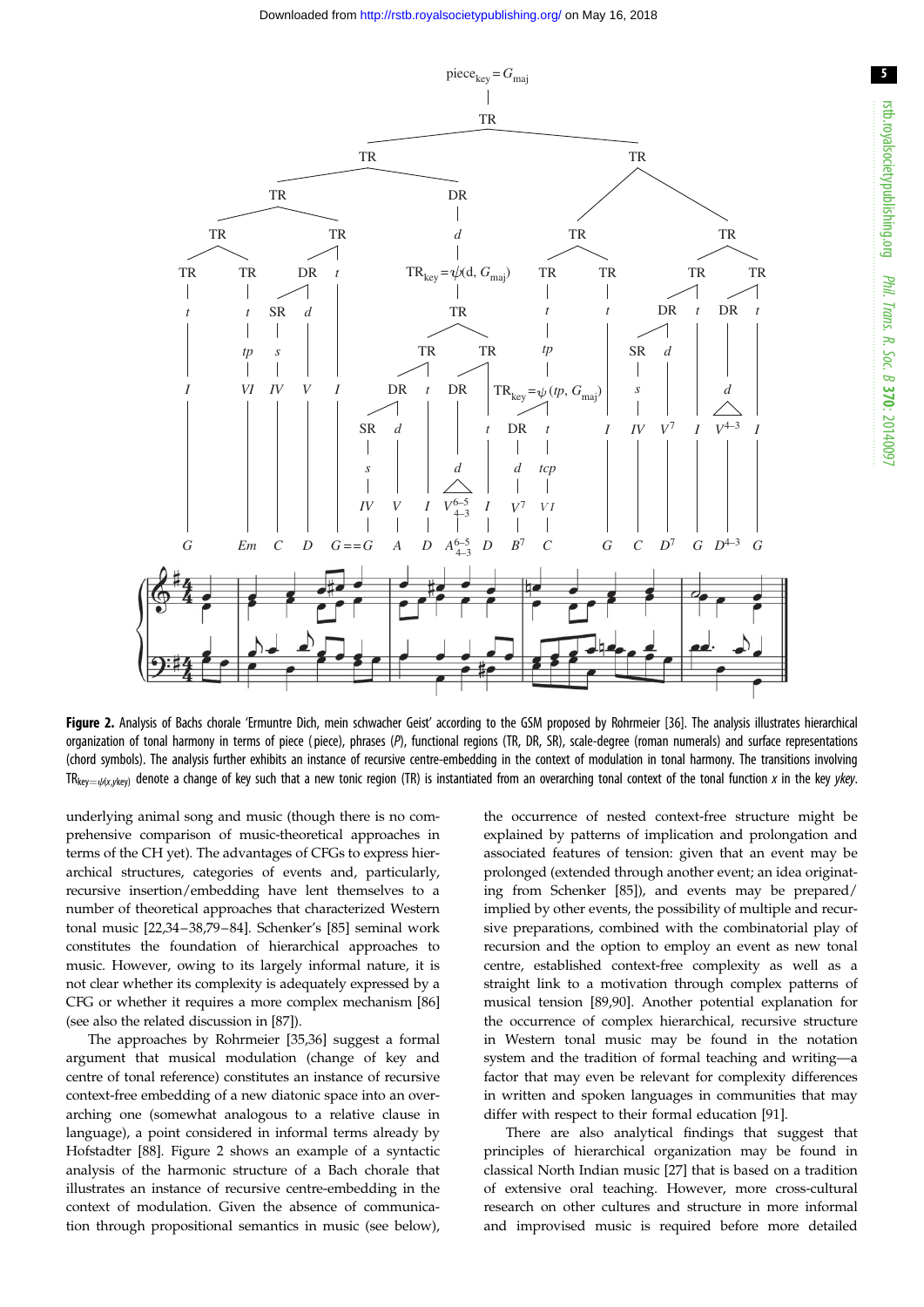**Figure 2.** Analysis of Bachs chorale 'Ermuntre Dich, mein schwacher Geist' according to the GSM proposed by Rohrmeier [36]. The analysis illustrates hierarchical organization of tonal harmony in terms of piece (piece), phrases (*P*), functional regions (TR, DR, SR), scale-degree (roman numerals) and surface representations (chord symbols). The analysis further exhibits an instance of recursive centre-embedding in the context of modulation in tonal harmony. The transitions involving $TR_{key=\psi(x,ykey)}$ denote a change of key such that a new tonic region (TR) is instantiated from an overarching tonal context of the tonal function *x* in the key *ykey*.

underlying animal song and music (though there is no comprehensive comparison of music-theoretical approaches in terms of the CH yet). The advantages of CFGs to express hierarchical structures, categories of events and, particularly, recursive insertion/embedding have lent themselves to a number of theoretical approaches that characterized Western tonal music [22,34–38,79–84]. Schenker's [85] seminal work constitutes the foundation of hierarchical approaches to music. However, owing to its largely informal nature, it is not clear whether its complexity is adequately expressed by a CFG or whether it requires a more complex mechanism [86] (see also the related discussion in [87]).

The approaches by Rohrmeier [35,36] suggest a formal argument that musical modulation (change of key and centre of tonal reference) constitutes an instance of recursive context-free embedding of a new diatonic space into an overarching one (somewhat analogous to a relative clause in language), a point considered in informal terms already by Hofstadter [88]. Figure 2 shows an example of a syntactic analysis of the harmonic structure of a Bach chorale that illustrates an instance of recursive centre-embedding in the context of modulation. Given the absence of communication through propositional semantics in music (see below), the occurrence of nested context-free structure might be explained by patterns of implication and prolongation and associated features of tension: given that an event may be prolonged (extended through another event; an idea originating from Schenker [85]), and events may be prepared/implied by other events, the possibility of multiple and recursive preparations, combined with the combinatorial play of recursion and the option to employ an event as new tonal centre, established context-free complexity as well as a straight link to a motivation through complex patterns of musical tension [89,90]. Another potential explanation for the occurrence of complex hierarchical, recursive structure in Western tonal music may be found in the notation system and the tradition of formal teaching and writing—a factor that may even be relevant for complexity differences in written and spoken languages in communities that may differ with respect to their formal education [91].

There are also analytical findings that suggest that principles of hierarchical organization may be found in classical North Indian music [27] that is based on a tradition of extensive oral teaching. However, more cross-cultural research on other cultures and structure in more informal and improvised music is required before more detailed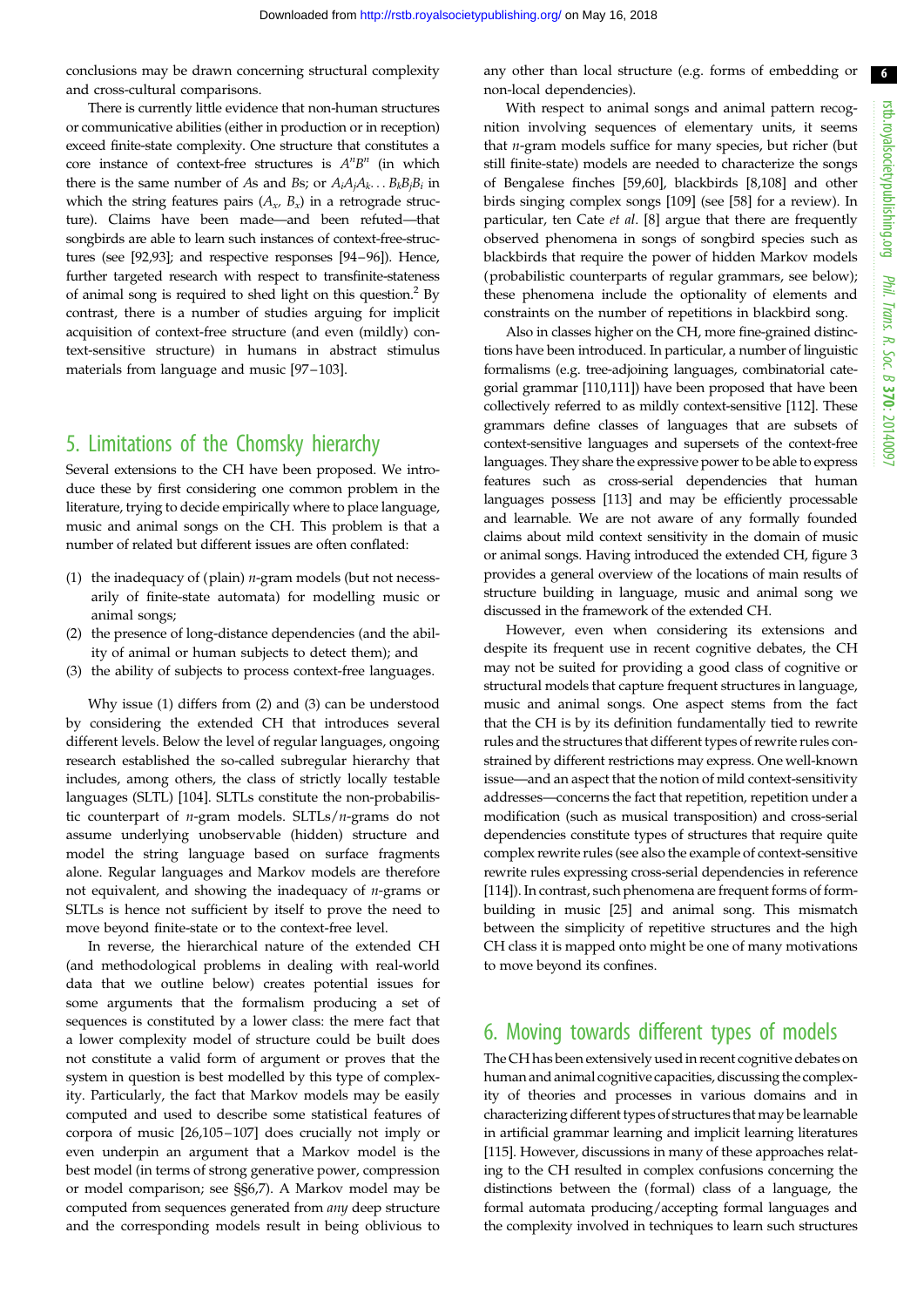conclusions may be drawn concerning structural complexity and cross-cultural comparisons.

There is currently little evidence that non-human structures or communicative abilities (either in production or in reception) exceed finite-state complexity. One structure that constitutes a core instance of context-free structures is $A^nB^n$ (in which there is the same number of As and Bs; or $A_iA_jA_k \ldots B_kB_jB_i$ in which the string features pairs ($A_x$, $B_x$) in a retrograde structure). Claims have been made—and been refuted—that songbirds are able to learn such instances of context-free-structures (see [92,93]; and respective responses [94–96]). Hence, further targeted research with respect to transfinite-stateness of animal song is required to shed light on this question.[2] By contrast, there is a number of studies arguing for implicit acquisition of context-free structure (and even (mildly) context-sensitive structure) in humans in abstract stimulus materials from language and music [97–103].

## 5. Limitations of the Chomsky hierarchy

Several extensions to the CH have been proposed. We introduce these by first considering one common problem in the literature, trying to decide empirically where to place language, music and animal songs on the CH. This problem is that a number of related but different issues are often conflated:

(1) the inadequacy of (plain) $n$-gram models (but not necessarily of finite-state automata) for modelling music or animal songs;
(2) the presence of long-distance dependencies (and the ability of animal or human subjects to detect them); and
(3) the ability of subjects to process context-free languages.

Why issue (1) differs from (2) and (3) can be understood by considering the extended CH that introduces several different levels. Below the level of regular languages, ongoing research established the so-called subregular hierarchy that includes, among others, the class of strictly locally testable languages (SLTL) [104]. SLTLs constitute the non-probabilistic counterpart of $n$-gram models. SLTLs/$n$-grams do not assume underlying unobservable (hidden) structure and model the string language based on surface fragments alone. Regular languages and Markov models are therefore not equivalent, and showing the inadequacy of $n$-grams or SLTLs is hence not sufficient by itself to prove the need to move beyond finite-state or to the context-free level.

In reverse, the hierarchical nature of the extended CH (and methodological problems in dealing with real-world data that we outline below) creates potential issues for some arguments that the formalism producing a set of sequences is constituted by a lower class: the mere fact that a lower complexity model of structure could be built does not constitute a valid form of argument or proves that the system in question is best modelled by this type of complexity. Particularly, the fact that Markov models may be easily computed and used to describe some statistical features of corpora of music [26,105–107] does crucially not imply or even underpin an argument that a Markov model is the best model (in terms of strong generative power, compression or model comparison; see §§6,7). A Markov model may be computed from sequences generated from *any* deep structure and the corresponding models result in being oblivious to any other than local structure (e.g. forms of embedding or non-local dependencies).

With respect to animal songs and animal pattern recognition involving sequences of elementary units, it seems that $n$-gram models suffice for many species, but richer (but still finite-state) models are needed to characterize the songs of Bengalese finches [59,60], blackbirds [8,108] and other birds singing complex songs [109] (see [58] for a review). In particular, ten Cate *et al*. [8] argue that there are frequently observed phenomena in songs of songbird species such as blackbirds that require the power of hidden Markov models (probabilistic counterparts of regular grammars, see below); these phenomena include the optionality of elements and constraints on the number of repetitions in blackbird song.

Also in classes higher on the CH, more fine-grained distinctions have been introduced. In particular, a number of linguistic formalisms (e.g. tree-adjoining languages, combinatorial categorial grammar [110,111]) have been proposed that have been collectively referred to as mildly context-sensitive [112]. These grammars define classes of languages that are subsets of context-sensitive languages and supersets of the context-free languages. They share the expressive power to be able to express features such as cross-serial dependencies that human languages possess [113] and may be efficiently processable and learnable. We are not aware of any formally founded claims about mild context sensitivity in the domain of music or animal songs. Having introduced the extended CH, figure 3 provides a general overview of the locations of main results of structure building in language, music and animal song we discussed in the framework of the extended CH.

However, even when considering its extensions and despite its frequent use in recent cognitive debates, the CH may not be suited for providing a good class of cognitive or structural models that capture frequent structures in language, music and animal songs. One aspect stems from the fact that the CH is by its definition fundamentally tied to rewrite rules and the structures that different types of rewrite rules constrained by different restrictions may express. One well-known issue—and an aspect that the notion of mild context-sensitivity addresses—concerns the fact that repetition, repetition under a modification (such as musical transposition) and cross-serial dependencies constitute types of structures that require quite complex rewrite rules (see also the example of context-sensitive rewrite rules expressing cross-serial dependencies in reference [114]). In contrast, such phenomena are frequent forms of form-building in music [25] and animal song. This mismatch between the simplicity of repetitive structures and the high CH class it is mapped onto might be one of many motivations to move beyond its confines.

## 6. Moving towards different types of models

The CH has been extensively used in recent cognitive debates on human and animal cognitive capacities, discussing the complexity of theories and processes in various domains and in characterizing different types of structures that may be learnable in artificial grammar learning and implicit learning literatures [115]. However, discussions in many of these approaches relating to the CH resulted in complex confusions concerning the distinctions between the (formal) class of a language, the formal automata producing/accepting formal languages and the complexity involved in techniques to learn such structures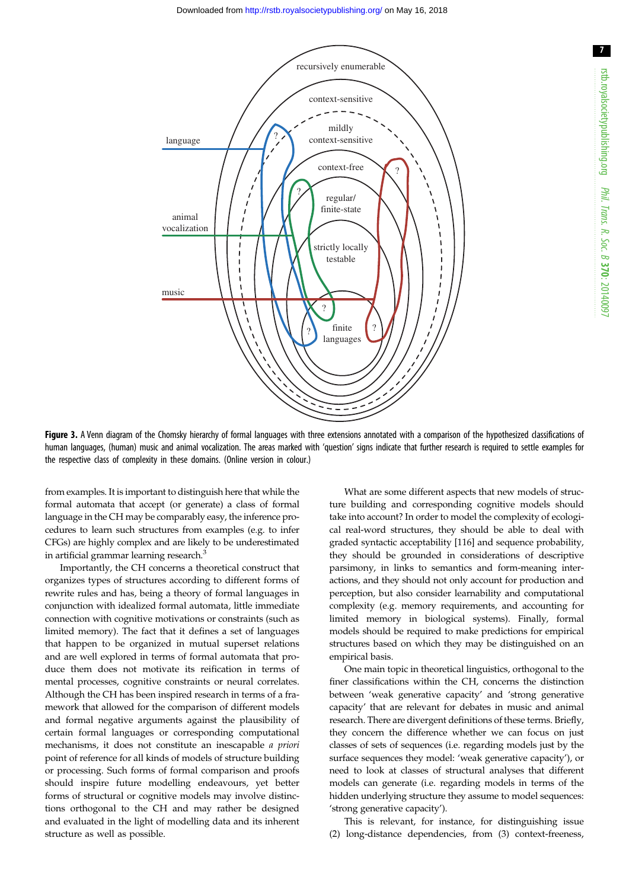**Figure 3.** A Venn diagram of the Chomsky hierarchy of formal languages with three extensions annotated with a comparison of the hypothesized classifications of human languages, (human) music and animal vocalization. The areas marked with 'question' signs indicate that further research is required to settle examples for the respective class of complexity in these domains. (Online version in colour.)

from examples. It is important to distinguish here that while the formal automata that accept (or generate) a class of formal language in the CH may be comparably easy, the inference procedures to learn such structures from examples (e.g. to infer CFGs) are highly complex and are likely to be underestimated in artificial grammar learning research.[3]

Importantly, the CH concerns a theoretical construct that organizes types of structures according to different forms of rewrite rules and has, being a theory of formal languages in conjunction with idealized formal automata, little immediate connection with cognitive motivations or constraints (such as limited memory). The fact that it defines a set of languages that happen to be organized in mutual superset relations and are well explored in terms of formal automata that produce them does not motivate its reification in terms of mental processes, cognitive constraints or neural correlates. Although the CH has been inspired research in terms of a framework that allowed for the comparison of different models and formal negative arguments against the plausibility of certain formal languages or corresponding computational mechanisms, it does not constitute an inescapable *a priori* point of reference for all kinds of models of structure building or processing. Such forms of formal comparison and proofs should inspire future modelling endeavours, yet better forms of structural or cognitive models may involve distinctions orthogonal to the CH and may rather be designed and evaluated in the light of modelling data and its inherent structure as well as possible.

What are some different aspects that new models of structure building and corresponding cognitive models should take into account? In order to model the complexity of ecological real-word structures, they should be able to deal with graded syntactic acceptability [116] and sequence probability, they should be grounded in considerations of descriptive parsimony, in links to semantics and form-meaning interactions, and they should not only account for production and perception, but also consider learnability and computational complexity (e.g. memory requirements, and accounting for limited memory in biological systems). Finally, formal models should be required to make predictions for empirical structures based on which they may be distinguished on an empirical basis.

One main topic in theoretical linguistics, orthogonal to the finer classifications within the CH, concerns the distinction between 'weak generative capacity' and 'strong generative capacity' that are relevant for debates in music and animal research. There are divergent definitions of these terms. Briefly, they concern the difference whether we can focus on just classes of sets of sequences (i.e. regarding models just by the surface sequences they model: 'weak generative capacity'), or need to look at classes of structural analyses that different models can generate (i.e. regarding models in terms of the hidden underlying structure they assume to model sequences: 'strong generative capacity').

This is relevant, for instance, for distinguishing issue (2) long-distance dependencies, from (3) context-freeness,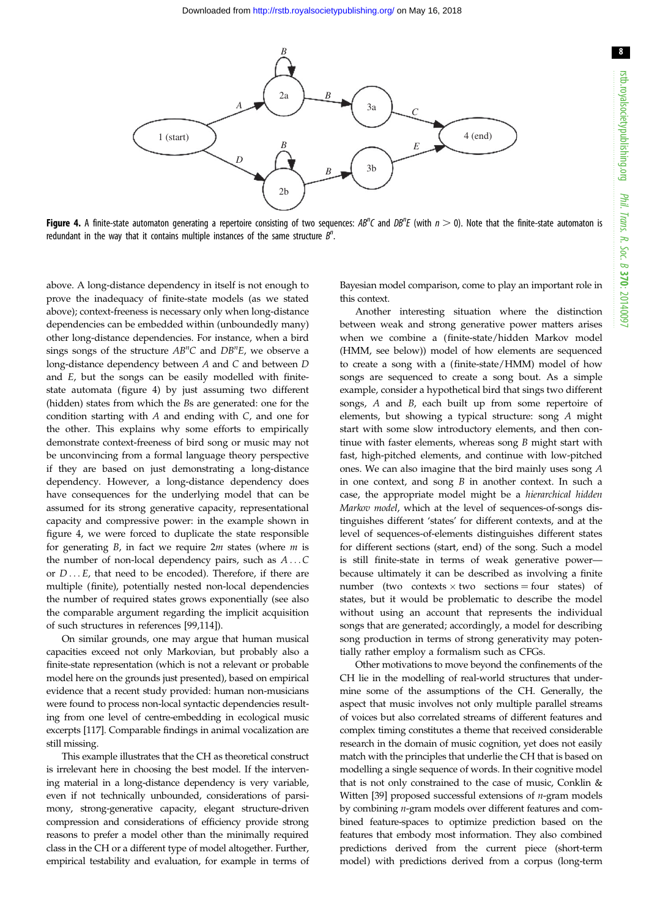1 (start)

A

D

2a

B

B

3a

C

4 (end)

2b

B

B

3b

E

**Figure 4.** A finite-state automaton generating a repertoire consisting of two sequences: $AB^nC$ and $DB^nE$ (with $n > 0$). Note that the finite-state automaton is redundant in the way that it contains multiple instances of the same structure $B^n$.

above. A long-distance dependency in itself is not enough to prove the inadequacy of finite-state models (as we stated above); context-freeness is necessary only when long-distance dependencies can be embedded within (unboundedly many) other long-distance dependencies. For instance, when a bird sings songs of the structure $AB^nC$ and $DB^nE$, we observe a long-distance dependency between $A$ and $C$ and between $D$ and $E$, but the songs can be easily modelled with finite-state automata (figure 4) by just assuming two different (hidden) states from which the $B$s are generated: one for the condition starting with $A$ and ending with $C$, and one for the other. This explains why some efforts to empirically demonstrate context-freeness of bird song or music may not be unconvincing from a formal language theory perspective if they are based on just demonstrating a long-distance dependency. However, a long-distance dependency does have consequences for the underlying model that can be assumed for its strong generative capacity, representational capacity and compressive power: in the example shown in figure 4, we were forced to duplicate the state responsible for generating $B$, in fact we require $2m$ states (where $m$ is the number of non-local dependency pairs, such as $A \ldots C$ or $D \ldots E$, that need to be encoded). Therefore, if there are multiple (finite), potentially nested non-local dependencies the number of required states grows exponentially (see also the comparable argument regarding the implicit acquisition of such structures in references [99,114]).

On similar grounds, one may argue that human musical capacities exceed not only Markovian, but probably also a finite-state representation (which is not a relevant or probable model here on the grounds just presented), based on empirical evidence that a recent study provided: human non-musicians were found to process non-local syntactic dependencies resulting from one level of centre-embedding in ecological music excerpts [117]. Comparable findings in animal vocalization are still missing.

This example illustrates that the CH as theoretical construct is irrelevant here in choosing the best model. If the intervening material in a long-distance dependency is very variable, even if not technically unbounded, considerations of parsimony, strong-generative capacity, elegant structure-driven compression and considerations of efficiency provide strong reasons to prefer a model other than the minimally required class in the CH or a different type of model altogether. Further, empirical testability and evaluation, for example in terms of Bayesian model comparison, come to play an important role in this context.

Another interesting situation where the distinction between weak and strong generative power matters arises when we combine a (finite-state/hidden Markov model (HMM, see below)) model of how elements are sequenced to create a song with a (finite-state/HMM) model of how songs are sequenced to create a song bout. As a simple example, consider a hypothetical bird that sings two different songs, $A$ and $B$, each built up from some repertoire of elements, but showing a typical structure: song $A$ might start with some slow introductory elements, and then continue with faster elements, whereas song $B$ might start with fast, high-pitched elements, and continue with low-pitched ones. We can also imagine that the bird mainly uses song $A$ in one context, and song $B$ in another context. In such a case, the appropriate model might be a *hierarchical hidden Markov model*, which at the level of sequences-of-songs distinguishes different 'states' for different contexts, and at the level of sequences-of-elements distinguishes different states for different sections (start, end) of the song. Such a model is still finite-state in terms of weak generative power—because ultimately it can be described as involving a finite number (two contexts × two sections = four states) of states, but it would be problematic to describe the model without using an account that represents the individual songs that are generated; accordingly, a model for describing song production in terms of strong generativity may potentially rather employ a formalism such as CFGs.

Other motivations to move beyond the confinements of the CH lie in the modelling of real-world structures that undermine some of the assumptions of the CH. Generally, the aspect that music involves not only multiple parallel streams of voices but also correlated streams of different features and complex timing constitutes a theme that received considerable research in the domain of music cognition, yet does not easily match with the principles that underlie the CH that is based on modelling a single sequence of words. In their cognitive model that is not only constrained to the case of music, Conklin & Witten [39] proposed successful extensions of $n$-gram models by combining $n$-gram models over different features and combined feature-spaces to optimize prediction based on the features that embody most information. They also combined predictions derived from the current piece (short-term model) with predictions derived from a corpus (long-term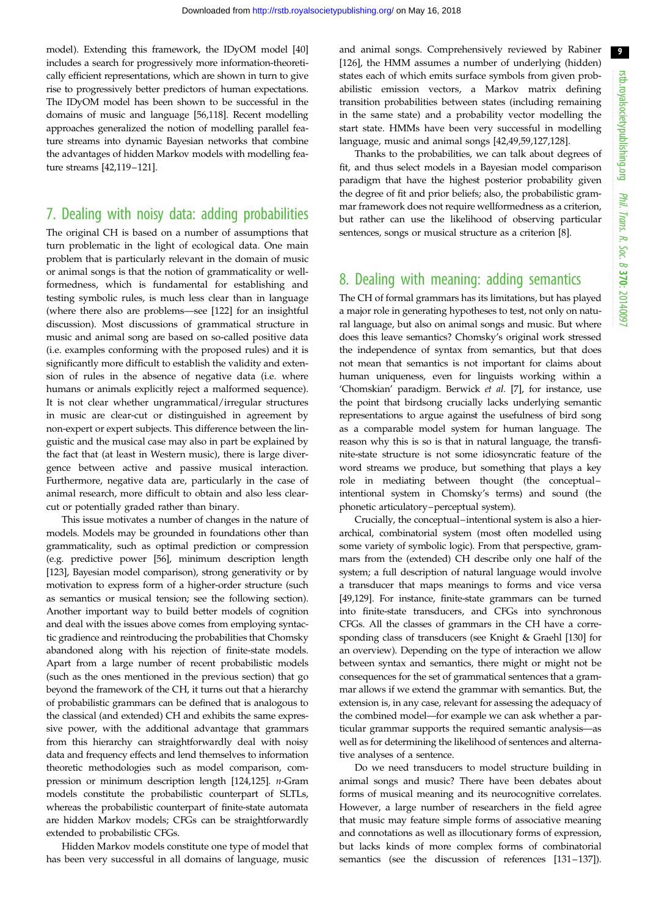model). Extending this framework, the IDyOM model [40] includes a search for progressively more information-theoretically efficient representations, which are shown in turn to give rise to progressively better predictors of human expectations. The IDyOM model has been shown to be successful in the domains of music and language [56,118]. Recent modelling approaches generalized the notion of modelling parallel feature streams into dynamic Bayesian networks that combine the advantages of hidden Markov models with modelling feature streams [42,119–121].

## 7. Dealing with noisy data: adding probabilities

The original CH is based on a number of assumptions that turn problematic in the light of ecological data. One main problem that is particularly relevant in the domain of music or animal songs is that the notion of grammaticality or well-formedness, which is fundamental for establishing and testing symbolic rules, is much less clear than in language (where there also are problems—see [122] for an insightful discussion). Most discussions of grammatical structure in music and animal song are based on so-called positive data (i.e. examples conforming with the proposed rules) and it is significantly more difficult to establish the validity and extension of rules in the absence of negative data (i.e. where humans or animals explicitly reject a malformed sequence). It is not clear whether ungrammatical/irregular structures in music are clear-cut or distinguished in agreement by non-expert or expert subjects. This difference between the linguistic and the musical case may also in part be explained by the fact that (at least in Western music), there is large divergence between active and passive musical interaction. Furthermore, negative data are, particularly in the case of animal research, more difficult to obtain and also less clear-cut or potentially graded rather than binary.

This issue motivates a number of changes in the nature of models. Models may be grounded in foundations other than grammaticality, such as optimal prediction or compression (e.g. predictive power [56], minimum description length [123], Bayesian model comparison), strong generativity or by motivation to express form of a higher-order structure (such as semantics or musical tension; see the following section). Another important way to build better models of cognition and deal with the issues above comes from employing syntactic gradience and reintroducing the probabilities that Chomsky abandoned along with his rejection of finite-state models. Apart from a large number of recent probabilistic models (such as the ones mentioned in the previous section) that go beyond the framework of the CH, it turns out that a hierarchy of probabilistic grammars can be defined that is analogous to the classical (and extended) CH and exhibits the same expressive power, with the additional advantage that grammars from this hierarchy can straightforwardly deal with noisy data and frequency effects and lend themselves to information theoretic methodologies such as model comparison, compression or minimum description length [124,125]. $n$-Gram models constitute the probabilistic counterpart of SLTLs, whereas the probabilistic counterpart of finite-state automata are hidden Markov models; CFGs can be straightforwardly extended to probabilistic CFGs.

Hidden Markov models constitute one type of model that has been very successful in all domains of language, music and animal songs. Comprehensively reviewed by Rabiner [126], the HMM assumes a number of underlying (hidden) states each of which emits surface symbols from given probabilistic emission vectors, a Markov matrix defining transition probabilities between states (including remaining in the same state) and a probability vector modelling the start state. HMMs have been very successful in modelling language, music and animal songs [42,49,59,127,128].

Thanks to the probabilities, we can talk about degrees of fit, and thus select models in a Bayesian model comparison paradigm that have the highest posterior probability given the degree of fit and prior beliefs; also, the probabilistic grammar framework does not require wellformedness as a criterion, but rather can use the likelihood of observing particular sentences, songs or musical structure as a criterion [8].

## 8. Dealing with meaning: adding semantics

The CH of formal grammars has its limitations, but has played a major role in generating hypotheses to test, not only on natural language, but also on animal songs and music. But where does this leave semantics? Chomsky's original work stressed the independence of syntax from semantics, but that does not mean that semantics is not important for claims about human uniqueness, even for linguists working within a 'Chomskian' paradigm. Berwick *et al.* [7], for instance, use the point that birdsong crucially lacks underlying semantic representations to argue against the usefulness of bird song as a comparable model system for human language. The reason why this is so is that in natural language, the transfinite-state structure is not some idiosyncratic feature of the word streams we produce, but something that plays a key role in mediating between thought (the conceptual–intentional system in Chomsky's terms) and sound (the phonetic articulatory–perceptual system).

Crucially, the conceptual–intentional system is also a hierarchical, combinatorial system (most often modelled using some variety of symbolic logic). From that perspective, grammars from the (extended) CH describe only one half of the system; a full description of natural language would involve a transducer that maps meanings to forms and vice versa [49,129]. For instance, finite-state grammars can be turned into finite-state transducers, and CFGs into synchronous CFGs. All the classes of grammars in the CH have a corresponding class of transducers (see Knight & Graehl [130] for an overview). Depending on the type of interaction we allow between syntax and semantics, there might or might not be consequences for the set of grammatical sentences that a grammar allows if we extend the grammar with semantics. But, the extension is, in any case, relevant for assessing the adequacy of the combined model—for example we can ask whether a particular grammar supports the required semantic analysis—as well as for determining the likelihood of sentences and alternative analyses of a sentence.

Do we need transducers to model structure building in animal songs and music? There have been debates about forms of musical meaning and its neurocognitive correlates. However, a large number of researchers in the field agree that music may feature simple forms of associative meaning and connotations as well as illocutionary forms of expression, but lacks kinds of more complex forms of combinatorial semantics (see the discussion of references [131–137]).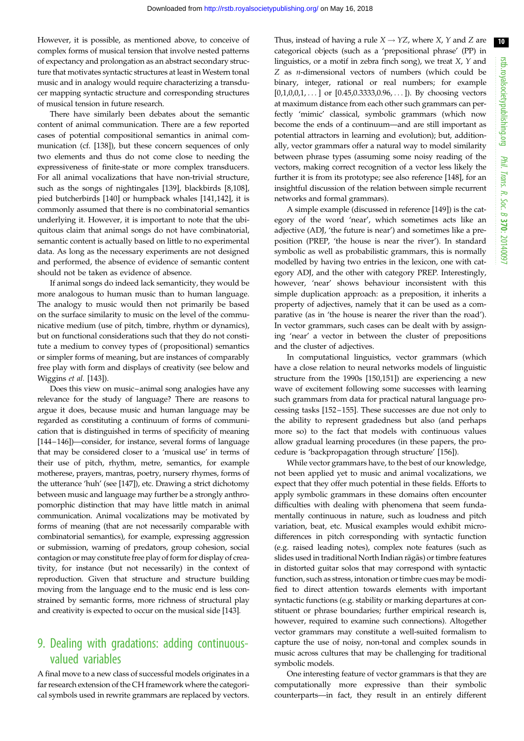However, it is possible, as mentioned above, to conceive of complex forms of musical tension that involve nested patterns of expectancy and prolongation as an abstract secondary structure that motivates syntactic structures at least in Western tonal music and in analogy would require characterizing a transducer mapping syntactic structure and corresponding structures of musical tension in future research.

There have similarly been debates about the semantic content of animal communication. There are a few reported cases of potential compositional semantics in animal communication (cf. [138]), but these concern sequences of only two elements and thus do not come close to needing the expressiveness of finite-state or more complex transducers. For all animal vocalizations that have non-trivial structure, such as the songs of nightingales [139], blackbirds [8,108], pied butcherbirds [140] or humpback whales [141,142], it is commonly assumed that there is no combinatorial semantics underlying it. However, it is important to note that the ubiquitous claim that animal songs do not have combinatorial, semantic content is actually based on little to no experimental data. As long as the necessary experiments are not designed and performed, the absence of evidence of semantic content should not be taken as evidence of absence.

If animal songs do indeed lack semanticity, they would be more analogous to human music than to human language. The analogy to music would then not primarily be based on the surface similarity to music on the level of the communicative medium (use of pitch, timbre, rhythm or dynamics), but on functional considerations such that they do not constitute a medium to convey types of (propositional) semantics or simpler forms of meaning, but are instances of comparably free play with form and displays of creativity (see below and Wiggins *et al.* [143]).

Does this view on music–animal song analogies have any relevance for the study of language? There are reasons to argue it does, because music and human language may be regarded as constituting a continuum of forms of communication that is distinguished in terms of specificity of meaning [144–146])—consider, for instance, several forms of language that may be considered closer to a 'musical use' in terms of their use of pitch, rhythm, metre, semantics, for example motherese, prayers, mantras, poetry, nursery rhymes, forms of the utterance 'huh' (see [147]), etc. Drawing a strict dichotomy between music and language may further be a strongly anthropomorphic distinction that may have little match in animal communication. Animal vocalizations may be motivated by forms of meaning (that are not necessarily comparable with combinatorial semantics), for example, expressing aggression or submission, warning of predators, group cohesion, social contagion or may constitute free play of form for display of creativity, for instance (but not necessarily) in the context of reproduction. Given that structure and structure building moving from the language end to the music end is less constrained by semantic forms, more richness of structural play and creativity is expected to occur on the musical side [143].

## 9. Dealing with gradations: adding continuous-valued variables

A final move to a new class of successful models originates in a far research extension of the CH framework where the categorical symbols used in rewrite grammars are replaced by vectors. Thus, instead of having a rule $X \rightarrow YZ$, where $X$, $Y$ and $Z$ are categorical objects (such as a 'prepositional phrase' (PP) in linguistics, or a motif in zebra finch song), we treat $X$, $Y$ and $Z$ as $n$-dimensional vectors of numbers (which could be binary, integer, rational or real numbers; for example $[0,1,0,0,1,\ldots]$ or $[0.45,0.3333,0.96,\ldots]$). By choosing vectors at maximum distance from each other such grammars can perfectly 'mimic' classical, symbolic grammars (which now become the ends of a continuum—and are still important as potential attractors in learning and evolution); but, additionally, vector grammars offer a natural way to model similarity between phrase types (assuming some noisy reading of the vectors, making correct recognition of a vector less likely the further it is from its prototype; see also reference [148], for an insightful discussion of the relation between simple recurrent networks and formal grammars).

A simple example (discussed in reference [149]) is the category of the word 'near', which sometimes acts like an adjective (ADJ, 'the future is near') and sometimes like a preposition (PREP, 'the house is near the river'). In standard symbolic as well as probabilistic grammars, this is normally modelled by having two entries in the lexicon, one with category ADJ, and the other with category PREP. Interestingly, however, 'near' shows behaviour inconsistent with this simple duplication approach: as a preposition, it inherits a property of adjectives, namely that it can be used as a comparative (as in 'the house is nearer the river than the road'). In vector grammars, such cases can be dealt with by assigning 'near' a vector in between the cluster of prepositions and the cluster of adjectives.

In computational linguistics, vector grammars (which have a close relation to neural networks models of linguistic structure from the 1990s [150,151]) are experiencing a new wave of excitement following some successes with learning such grammars from data for practical natural language processing tasks [152–155]. These successes are due not only to the ability to represent gradedness but also (and perhaps more so) to the fact that models with continuous values allow gradual learning procedures (in these papers, the procedure is 'backpropagation through structure' [156]).

While vector grammars have, to the best of our knowledge, not been applied yet to music and animal vocalizations, we expect that they offer much potential in these fields. Efforts to apply symbolic grammars in these domains often encounter difficulties with dealing with phenomena that seem fundamentally continuous in nature, such as loudness and pitch variation, beat, etc. Musical examples would exhibit microdifferences in pitch corresponding with syntactic function (e.g. raised leading notes), complex note features (such as slides used in traditional North Indian rāgās) or timbre features in distorted guitar solos that may correspond with syntactic function, such as stress, intonation or timbre cues may be modified to direct attention towards elements with important syntactic functions (e.g. stability or marking departures at constituent or phrase boundaries; further empirical research is, however, required to examine such connections). Altogether vector grammars may constitute a well-suited formalism to capture the use of noisy, non-tonal and complex sounds in music across cultures that may be challenging for traditional symbolic models.

One interesting feature of vector grammars is that they are computationally more expressive than their symbolic counterparts—in fact, they result in an entirely different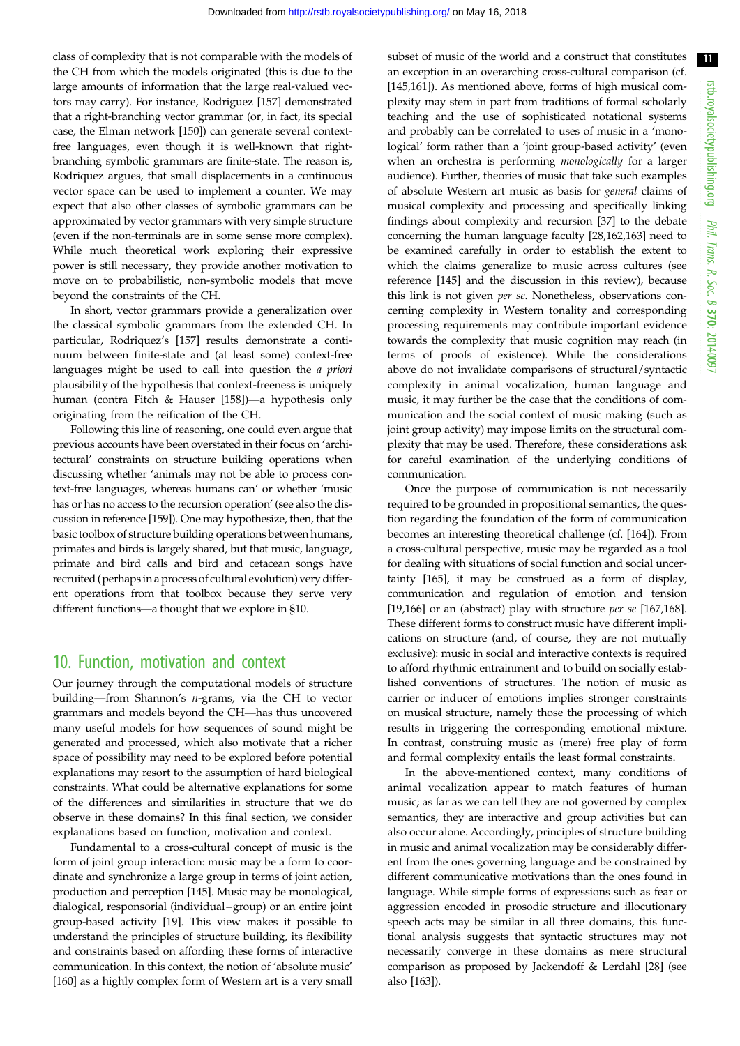class of complexity that is not comparable with the models of the CH from which the models originated (this is due to the large amounts of information that the large real-valued vectors may carry). For instance, Rodriguez [157] demonstrated that a right-branching vector grammar (or, in fact, its special case, the Elman network [150]) can generate several context-free languages, even though it is well-known that right-branching symbolic grammars are finite-state. The reason is, Rodriquez argues, that small displacements in a continuous vector space can be used to implement a counter. We may expect that also other classes of symbolic grammars can be approximated by vector grammars with very simple structure (even if the non-terminals are in some sense more complex). While much theoretical work exploring their expressive power is still necessary, they provide another motivation to move on to probabilistic, non-symbolic models that move beyond the constraints of the CH.

In short, vector grammars provide a generalization over the classical symbolic grammars from the extended CH. In particular, Rodriquez's [157] results demonstrate a continuum between finite-state and (at least some) context-free languages might be used to call into question the *a priori* plausibility of the hypothesis that context-freeness is uniquely human (contra Fitch & Hauser [158])—a hypothesis only originating from the reification of the CH.

Following this line of reasoning, one could even argue that previous accounts have been overstated in their focus on 'architectural' constraints on structure building operations when discussing whether 'animals may not be able to process context-free languages, whereas humans can' or whether 'music has or has no access to the recursion operation' (see also the discussion in reference [159]). One may hypothesize, then, that the basic toolbox of structure building operations between humans, primates and birds is largely shared, but that music, language, primate and bird calls and bird and cetacean songs have recruited (perhaps in a process of cultural evolution) very different operations from that toolbox because they serve very different functions—a thought that we explore in §10.

## 10. Function, motivation and context

Our journey through the computational models of structure building—from Shannon's *n*-grams, via the CH to vector grammars and models beyond the CH—has thus uncovered many useful models for how sequences of sound might be generated and processed, which also motivate that a richer space of possibility may need to be explored before potential explanations may resort to the assumption of hard biological constraints. What could be alternative explanations for some of the differences and similarities in structure that we do observe in these domains? In this final section, we consider explanations based on function, motivation and context.

Fundamental to a cross-cultural concept of music is the form of joint group interaction: music may be a form to coordinate and synchronize a large group in terms of joint action, production and perception [145]. Music may be monological, dialogical, responsorial (individual–group) or an entire joint group-based activity [19]. This view makes it possible to understand the principles of structure building, its flexibility and constraints based on affording these forms of interactive communication. In this context, the notion of 'absolute music' [160] as a highly complex form of Western art is a very small subset of music of the world and a construct that constitutes an exception in an overarching cross-cultural comparison (cf. [145,161]). As mentioned above, forms of high musical complexity may stem in part from traditions of formal scholarly teaching and the use of sophisticated notational systems and probably can be correlated to uses of music in a 'monological' form rather than a 'joint group-based activity' (even when an orchestra is performing *monologically* for a larger audience). Further, theories of music that take such examples of absolute Western art music as basis for *general* claims of musical complexity and processing and specifically linking findings about complexity and recursion [37] to the debate concerning the human language faculty [28,162,163] need to be examined carefully in order to establish the extent to which the claims generalize to music across cultures (see reference [145] and the discussion in this review), because this link is not given *per se*. Nonetheless, observations concerning complexity in Western tonality and corresponding processing requirements may contribute important evidence towards the complexity that music cognition may reach (in terms of proofs of existence). While the considerations above do not invalidate comparisons of structural/syntactic complexity in animal vocalization, human language and music, it may further be the case that the conditions of communication and the social context of music making (such as joint group activity) may impose limits on the structural complexity that may be used. Therefore, these considerations ask for careful examination of the underlying conditions of communication.

Once the purpose of communication is not necessarily required to be grounded in propositional semantics, the question regarding the foundation of the form of communication becomes an interesting theoretical challenge (cf. [164]). From a cross-cultural perspective, music may be regarded as a tool for dealing with situations of social function and social uncertainty [165], it may be construed as a form of display, communication and regulation of emotion and tension [19,166] or an (abstract) play with structure *per se* [167,168]. These different forms to construct music have different implications on structure (and, of course, they are not mutually exclusive): music in social and interactive contexts is required to afford rhythmic entrainment and to build on socially established conventions of structures. The notion of music as carrier or inducer of emotions implies stronger constraints on musical structure, namely those the processing of which results in triggering the corresponding emotional mixture. In contrast, construing music as (mere) free play of form and formal complexity entails the least formal constraints.

In the above-mentioned context, many conditions of animal vocalization appear to match features of human music; as far as we can tell they are not governed by complex semantics, they are interactive and group activities but can also occur alone. Accordingly, principles of structure building in music and animal vocalization may be considerably different from the ones governing language and be constrained by different communicative motivations than the ones found in language. While simple forms of expressions such as fear or aggression encoded in prosodic structure and illocutionary speech acts may be similar in all three domains, this functional analysis suggests that syntactic structures may not necessarily converge in these domains as mere structural comparison as proposed by Jackendoff & Lerdahl [28] (see also [163]).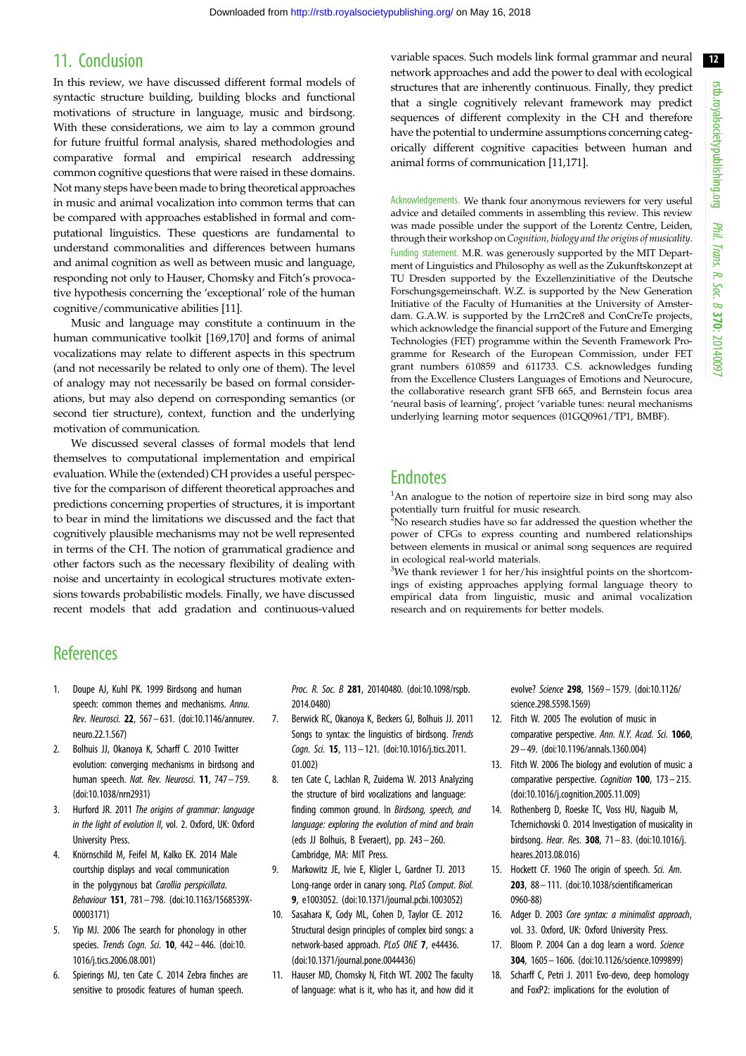## 11. Conclusion

In this review, we have discussed different formal models of syntactic structure building, building blocks and functional motivations of structure in language, music and birdsong. With these considerations, we aim to lay a common ground for future fruitful formal analysis, shared methodologies and comparative formal and empirical research addressing common cognitive questions that were raised in these domains. Not many steps have been made to bring theoretical approaches in music and animal vocalization into common terms that can be compared with approaches established in formal and computational linguistics. These questions are fundamental to understand commonalities and differences between humans and animal cognition as well as between music and language, responding not only to Hauser, Chomsky and Fitch's provocative hypothesis concerning the 'exceptional' role of the human cognitive/communicative abilities [11].

Music and language may constitute a continuum in the human communicative toolkit [169,170] and forms of animal vocalizations may relate to different aspects in this spectrum (and not necessarily be related to only one of them). The level of analogy may not necessarily be based on formal considerations, but may also depend on corresponding semantics (or second tier structure), context, function and the underlying motivation of communication.

We discussed several classes of formal models that lend themselves to computational implementation and empirical evaluation. While the (extended) CH provides a useful perspective for the comparison of different theoretical approaches and predictions concerning properties of structures, it is important to bear in mind the limitations we discussed and the fact that cognitively plausible mechanisms may not be well represented in terms of the CH. The notion of grammatical gradience and other factors such as the necessary flexibility of dealing with noise and uncertainty in ecological structures motivate extensions towards probabilistic models. Finally, we have discussed recent models that add gradation and continuous-valued variable spaces. Such models link formal grammar and neural network approaches and add the power to deal with ecological structures that are inherently continuous. Finally, they predict that a single cognitively relevant framework may predict sequences of different complexity in the CH and therefore have the potential to undermine assumptions concerning categorically different cognitive capacities between human and animal forms of communication [11,171].

Acknowledgements. We thank four anonymous reviewers for very useful advice and detailed comments in assembling this review. This review was made possible under the support of the Lorentz Centre, Leiden, through their workshop on *Cognition, biology and the origins of musicality*.

Funding statement. M.R. was generously supported by the MIT Department of Linguistics and Philosophy as well as the Zukunftskonzept at TU Dresden supported by the Exzellenzinitiative of the Deutsche Forschungsgemeinschaft. W.Z. is supported by the New Generation Initiative of the Faculty of Humanities at the University of Amsterdam. G.A.W. is supported by the Lrn2Cre8 and ConCreTe projects, which acknowledge the financial support of the Future and Emerging Technologies (FET) programme within the Seventh Framework Programme for Research of the European Commission, under FET grant numbers 610859 and 611733. C.S. acknowledges funding from the Excellence Clusters Languages of Emotions and Neurocure, the collaborative research grant SFB 665, and Bernstein focus area 'neural basis of learning', project 'variable tunes: neural mechanisms underlying learning motor sequences (01GQ0961/TP1, BMBF).

## Endnotes

[1]An analogue to the notion of repertoire size in bird song may also potentially turn fruitful for music research.

[2]No research studies have so far addressed the question whether the power of CFGs to express counting and numbered relationships between elements in musical or animal song sequences are required in ecological real-world materials.

[3]We thank reviewer 1 for her/his insightful points on the shortcomings of existing approaches applying formal language theory to empirical data from linguistic, music and animal vocalization research and on requirements for better models.

## References

1. Doupe AJ, Kuhl PK. 1999 Birdsong and human speech: common themes and mechanisms. *Annu. Rev. Neurosci.* **22**, 567–631. (doi:10.1146/annurev.neuro.22.1.567)
2. Bolhuis JJ, Okanoya K, Scharff C. 2010 Twitter evolution: converging mechanisms in birdsong and human speech. *Nat. Rev. Neurosci.* **11**, 747–759. (doi:10.1038/nrn2931)
3. Hurford JR. 2011 *The origins of grammar: language in the light of evolution II*, vol. 2. Oxford, UK: Oxford University Press.
4. Knörnschild M, Feifel M, Kalko EK. 2014 Male courtship displays and vocal communication in the polygynous bat *Carollia perspicillata*. *Behaviour* **151**, 781–798. (doi:10.1163/1568539X-00003171)
5. Yip MJ. 2006 The search for phonology in other species. *Trends Cogn. Sci.* **10**, 442–446. (doi:10.1016/j.tics.2006.08.001)
6. Spierings MJ, ten Cate C. 2014 Zebra finches are sensitive to prosodic features of human speech. *Proc. R. Soc. B* **281**, 20140480. (doi:10.1098/rspb.2014.0480)
7. Berwick RC, Okanoya K, Beckers GJ, Bolhuis JJ. 2011 Songs to syntax: the linguistics of birdsong. *Trends Cogn. Sci.* **15**, 113–121. (doi:10.1016/j.tics.2011.01.002)
8. ten Cate C, Lachlan R, Zuidema W. 2013 Analyzing the structure of bird vocalizations and language: finding common ground. In *Birdsong, speech, and language: exploring the evolution of mind and brain* (eds JJ Bolhuis, B Everaert), pp. 243–260. Cambridge, MA: MIT Press.
9. Markowitz JE, Ivie E, Kligler L, Gardner TJ. 2013 Long-range order in canary song. *PLoS Comput. Biol.* **9**, e1003052. (doi:10.1371/journal.pcbi.1003052)
10. Sasahara K, Cody ML, Cohen D, Taylor CE. 2012 Structural design principles of complex bird songs: a network-based approach. *PLoS ONE* **7**, e44436. (doi:10.1371/journal.pone.0044436)
11. Hauser MD, Chomsky N, Fitch WT. 2002 The faculty of language: what is it, who has it, and how did it evolve? *Science* **298**, 1569–1579. (doi:10.1126/science.298.5598.1569)
12. Fitch W. 2005 The evolution of music in comparative perspective. *Ann. N.Y. Acad. Sci.* **1060**, 29–49. (doi:10.1196/annals.1360.004)
13. Fitch W. 2006 The biology and evolution of music: a comparative perspective. *Cognition* **100**, 173–215. (doi:10.1016/j.cognition.2005.11.009)
14. Rothenberg D, Roeske TC, Voss HU, Naguib M, Tchernichovski O. 2014 Investigation of musicality in birdsong. *Hear. Res.* **308**, 71–83. (doi:10.1016/j.heares.2013.08.016)
15. Hockett CF. 1960 The origin of speech. *Sci. Am.* **203**, 88–111. (doi:10.1038/scientificamerican0960-88)
16. Adger D. 2003 *Core syntax: a minimalist approach*, vol. 33. Oxford, UK: Oxford University Press.
17. Bloom P. 2004 Can a dog learn a word. *Science* **304**, 1605–1606. (doi:10.1126/science.1099899)
18. Scharff C, Petri J. 2011 Evo-devo, deep homology and FoxP2: implications for the evolution of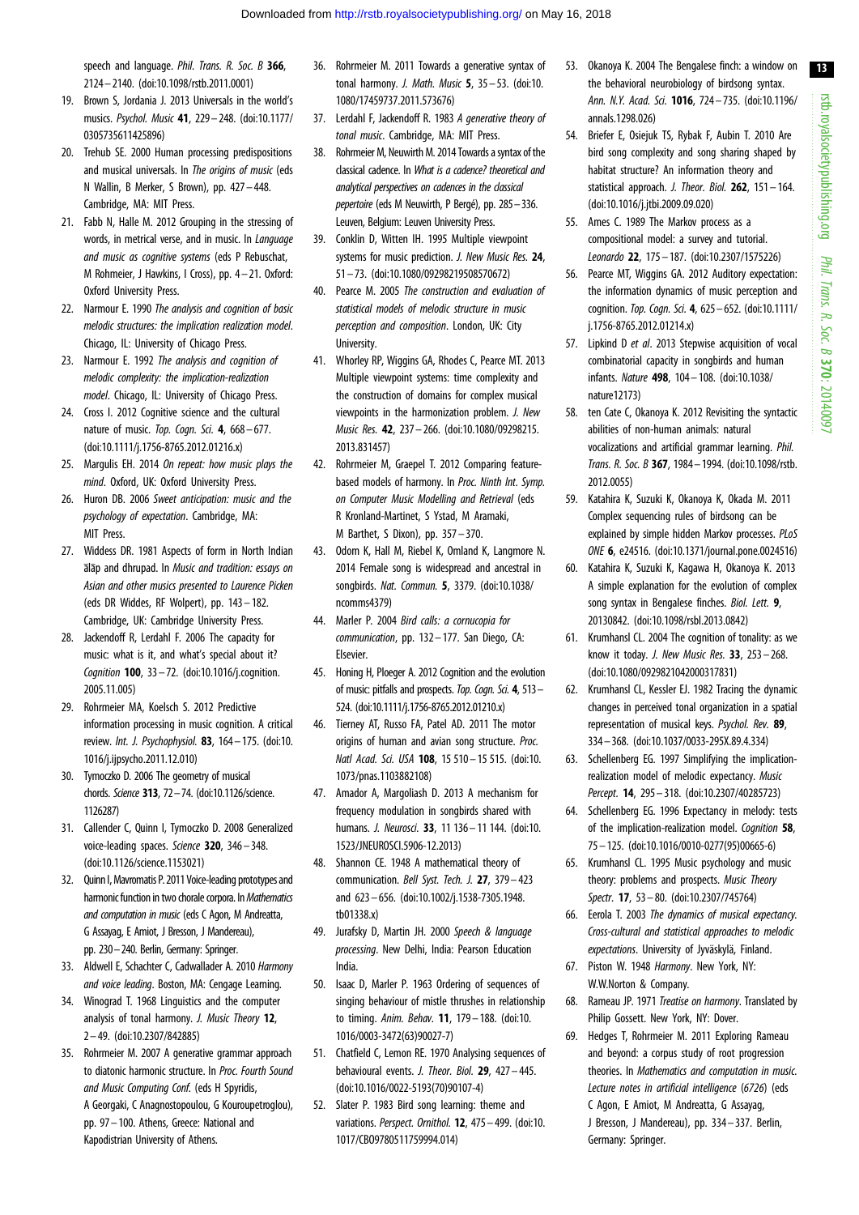speech and language. *Phil. Trans. R. Soc. B* **366**, 2124–2140. (doi:10.1098/rstb.2011.0001)

19. Brown S, Jordania J. 2013 Universals in the world's musics. *Psychol. Music* **41**, 229–248. (doi:10.1177/0305735611425896)
20. Trehub SE. 2000 Human processing predispositions and musical universals. In *The origins of music* (eds N Wallin, B Merker, S Brown), pp. 427–448. Cambridge, MA: MIT Press.
21. Fabb N, Halle M. 2012 Grouping in the stressing of words, in metrical verse, and in music. In *Language and music as cognitive systems* (eds P Rebuschat, M Rohmeier, J Hawkins, I Cross), pp. 4–21. Oxford: Oxford University Press.
22. Narmour E. 1990 *The analysis and cognition of basic melodic structures: the implication realization model*. Chicago, IL: University of Chicago Press.
23. Narmour E. 1992 *The analysis and cognition of melodic complexity: the implication-realization model*. Chicago, IL: University of Chicago Press.
24. Cross I. 2012 Cognitive science and the cultural nature of music. *Top. Cogn. Sci.* **4**, 668–677. (doi:10.1111/j.1756-8765.2012.01216.x)
25. Margulis EH. 2014 *On repeat: how music plays the mind*. Oxford, UK: Oxford University Press.
26. Huron DB. 2006 *Sweet anticipation: music and the psychology of expectation*. Cambridge, MA: MIT Press.
27. Widdess DR. 1981 Aspects of form in North Indian ālāp and dhrupad. In *Music and tradition: essays on Asian and other musics presented to Laurence Picken* (eds DR Widdes, RF Wolpert), pp. 143–182. Cambridge, UK: Cambridge University Press.
28. Jackendoff R, Lerdahl F. 2006 The capacity for music: what is it, and what's special about it? *Cognition* **100**, 33–72. (doi:10.1016/j.cognition.2005.11.005)
29. Rohrmeier MA, Koelsch S. 2012 Predictive information processing in music cognition. A critical review. *Int. J. Psychophysiol.* **83**, 164–175. (doi:10.1016/j.ijpsycho.2011.12.010)
30. Tymoczko D. 2006 The geometry of musical chords. *Science* **313**, 72–74. (doi:10.1126/science.1126287)
31. Callender C, Quinn I, Tymoczko D. 2008 Generalized voice-leading spaces. *Science* **320**, 346–348. (doi:10.1126/science.1153021)
32. Quinn I, Mavromatis P. 2011 Voice-leading prototypes and harmonic function in two chorale corpora. In *Mathematics and computation in music* (eds C Agon, M Andreatta, G Assayag, E Amiot, J Bresson, J Mandereau), pp. 230–240. Berlin, Germany: Springer.
33. Aldwell E, Schachter C, Cadwallader A. 2010 *Harmony and voice leading*. Boston, MA: Cengage Learning.
34. Winograd T. 1968 Linguistics and the computer analysis of tonal harmony. *J. Music Theory* **12**, 2–49. (doi:10.2307/842885)
35. Rohrmeier M. 2007 A generative grammar approach to diatonic harmonic structure. In *Proc. Fourth Sound and Music Computing Conf.* (eds H Spyridis, A Georgaki, C Anagnostopoulou, G Kouroupetroglou), pp. 97–100. Athens, Greece: National and Kapodistrian University of Athens.
36. Rohrmeier M. 2011 Towards a generative syntax of tonal harmony. *J. Math. Music* **5**, 35–53. (doi:10.1080/17459737.2011.573676)
37. Lerdahl F, Jackendoff R. 1983 *A generative theory of tonal music*. Cambridge, MA: MIT Press.
38. Rohrmeier M, Neuwirth M. 2014 Towards a syntax of the classical cadence. In *What is a cadence? theoretical and analytical perspectives on cadences in the classical pepertoire* (eds M Neuwirth, P Bergé), pp. 285–336. Leuven, Belgium: Leuven University Press.
39. Conklin D, Witten IH. 1995 Multiple viewpoint systems for music prediction. *J. New Music Res.* **24**, 51–73. (doi:10.1080/09298219508570672)
40. Pearce M. 2005 *The construction and evaluation of statistical models of melodic structure in music perception and composition*. London, UK: City University.
41. Whorley RP, Wiggins GA, Rhodes C, Pearce MT. 2013 Multiple viewpoint systems: time complexity and the construction of domains for complex musical viewpoints in the harmonization problem. *J. New Music Res.* **42**, 237–266. (doi:10.1080/09298215.2013.831457)
42. Rohrmeier M, Graepel T. 2012 Comparing feature-based models of harmony. In *Proc. Ninth Int. Symp. on Computer Music Modelling and Retrieval* (eds R Kronland-Martinet, S Ystad, M Aramaki, M Barthet, S Dixon), pp. 357–370.
43. Odom K, Hall M, Riebel K, Omland K, Langmore N. 2014 Female song is widespread and ancestral in songbirds. *Nat. Commun.* **5**, 3379. (doi:10.1038/ncomms4379)
44. Marler P. 2004 *Bird calls: a cornucopia for communication*, pp. 132–177. San Diego, CA: Elsevier.
45. Honing H, Ploeger A. 2012 Cognition and the evolution of music: pitfalls and prospects. *Top. Cogn. Sci.* **4**, 513–524. (doi:10.1111/j.1756-8765.2012.01210.x)
46. Tierney AT, Russo FA, Patel AD. 2011 The motor origins of human and avian song structure. *Proc. Natl Acad. Sci. USA* **108**, 15 510–15 515. (doi:10.1073/pnas.1103882108)
47. Amador A, Margoliash D. 2013 A mechanism for frequency modulation in songbirds shared with humans. *J. Neurosci.* **33**, 11 136–11 144. (doi:10.1523/JNEUROSCI.5906-12.2013)
48. Shannon CE. 1948 A mathematical theory of communication. *Bell Syst. Tech. J.* **27**, 379–423 and 623–656. (doi:10.1002/j.1538-7305.1948.tb01338.x)
49. Jurafsky D, Martin JH. 2000 *Speech & language processing*. New Delhi, India: Pearson Education India.
50. Isaac D, Marler P. 1963 Ordering of sequences of singing behaviour of mistle thrushes in relationship to timing. *Anim. Behav.* **11**, 179–188. (doi:10.1016/0003-3472(63)90027-7)
51. Chatfield C, Lemon RE. 1970 Analysing sequences of behavioural events. *J. Theor. Biol.* **29**, 427–445. (doi:10.1016/0022-5193(70)90107-4)
52. Slater P. 1983 Bird song learning: theme and variations. *Perspect. Ornithol.* **12**, 475–499. (doi:10.1017/CBO9780511759994.014)
53. Okanoya K. 2004 The Bengalese finch: a window on the behavioral neurobiology of birdsong syntax. *Ann. N.Y. Acad. Sci.* **1016**, 724–735. (doi:10.1196/annals.1298.026)
54. Briefer E, Osiejuk TS, Rybak F, Aubin T. 2010 Are bird song complexity and song sharing shaped by habitat structure? An information theory and statistical approach. *J. Theor. Biol.* **262**, 151–164. (doi:10.1016/j.jtbi.2009.09.020)
55. Ames C. 1989 The Markov process as a compositional model: a survey and tutorial. *Leonardo* **22**, 175–187. (doi:10.2307/1575226)
56. Pearce MT, Wiggins GA. 2012 Auditory expectation: the information dynamics of music perception and cognition. *Top. Cogn. Sci.* **4**, 625–652. (doi:10.1111/j.1756-8765.2012.01214.x)
57. Lipkind D *et al*. 2013 Stepwise acquisition of vocal combinatorial capacity in songbirds and human infants. *Nature* **498**, 104–108. (doi:10.1038/nature12173)
58. ten Cate C, Okanoya K. 2012 Revisiting the syntactic abilities of non-human animals: natural vocalizations and artificial grammar learning. *Phil. Trans. R. Soc. B* **367**, 1984–1994. (doi:10.1098/rstb.2012.0055)
59. Katahira K, Suzuki K, Okanoya K, Okada M. 2011 Complex sequencing rules of birdsong can be explained by simple hidden Markov processes. *PLoS ONE* **6**, e24516. (doi:10.1371/journal.pone.0024516)
60. Katahira K, Suzuki K, Kagawa H, Okanoya K. 2013 A simple explanation for the evolution of complex song syntax in Bengalese finches. *Biol. Lett.* **9**, 20130842. (doi:10.1098/rsbl.2013.0842)
61. Krumhansl CL. 2004 The cognition of tonality: as we know it today. *J. New Music Res.* **33**, 253–268. (doi:10.1080/0929821042000317831)
62. Krumhansl CL, Kessler EJ. 1982 Tracing the dynamic changes in perceived tonal organization in a spatial representation of musical keys. *Psychol. Rev.* **89**, 334–368. (doi:10.1037/0033-295X.89.4.334)
63. Schellenberg EG. 1997 Simplifying the implication-realization model of melodic expectancy. *Music Percept.* **14**, 295–318. (doi:10.2307/40285723)
64. Schellenberg EG. 1996 Expectancy in melody: tests of the implication-realization model. *Cognition* **58**, 75–125. (doi:10.1016/0010-0277(95)00665-6)
65. Krumhansl CL. 1995 Music psychology and music theory: problems and prospects. *Music Theory Spectr.* **17**, 53–80. (doi:10.2307/745764)
66. Eerola T. 2003 *The dynamics of musical expectancy. Cross-cultural and statistical approaches to melodic expectations*. University of Jyväskylä, Finland.
67. Piston W. 1948 *Harmony*. New York, NY: W.W.Norton & Company.
68. Rameau JP. 1971 *Treatise on harmony*. Translated by Philip Gossett. New York, NY: Dover.
69. Hedges T, Rohrmeier M. 2011 Exploring Rameau and beyond: a corpus study of root progression theories. In *Mathematics and computation in music. Lecture notes in artificial intelligence* (*6726*) (eds C Agon, E Amiot, M Andreatta, G Assayag, J Bresson, J Mandereau), pp. 334–337. Berlin, Germany: Springer.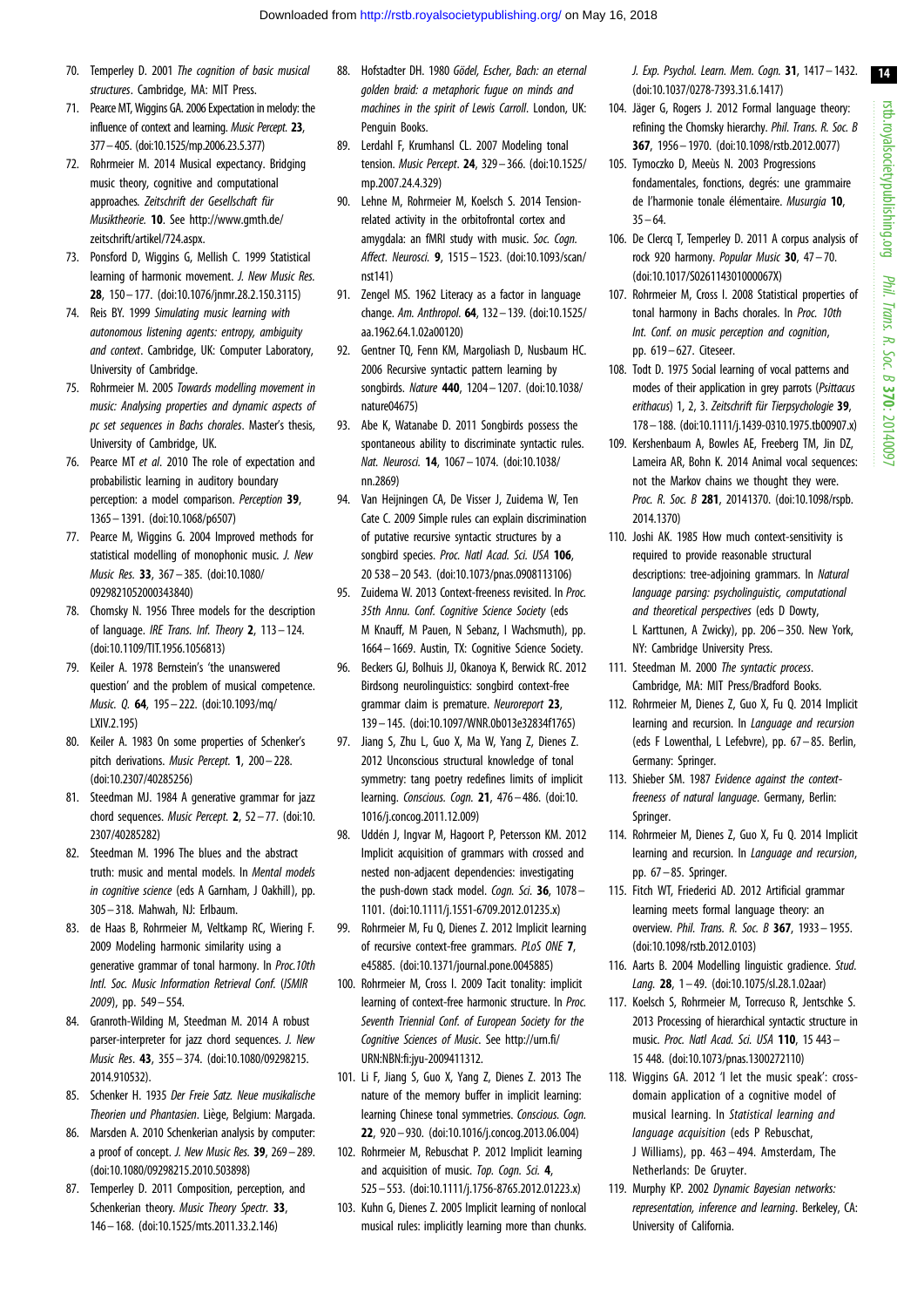70. Temperley D. 2001 *The cognition of basic musical structures*. Cambridge, MA: MIT Press.
71. Pearce MT, Wiggins GA. 2006 Expectation in melody: the influence of context and learning. *Music Percept.* **23**, 377–405. (doi:10.1525/mp.2006.23.5.377)
72. Rohrmeier M. 2014 Musical expectancy. Bridging music theory, cognitive and computational approaches. *Zeitschrift der Gesellschaft für Musiktheorie.* **10**. See http://www.gmth.de/zeitschrift/artikel/724.aspx.
73. Ponsford D, Wiggins G, Mellish C. 1999 Statistical learning of harmonic movement. *J. New Music Res.* **28**, 150–177. (doi:10.1076/jnmr.28.2.150.3115)
74. Reis BY. 1999 *Simulating music learning with autonomous listening agents: entropy, ambiguity and context*. Cambridge, UK: Computer Laboratory, University of Cambridge.
75. Rohrmeier M. 2005 *Towards modelling movement in music: Analysing properties and dynamic aspects of pc set sequences in Bachs chorales*. Master's thesis, University of Cambridge, UK.
76. Pearce MT *et al.* 2010 The role of expectation and probabilistic learning in auditory boundary perception: a model comparison. *Perception* **39**, 1365–1391. (doi:10.1068/p6507)
77. Pearce M, Wiggins G. 2004 Improved methods for statistical modelling of monophonic music. *J. New Music Res.* **33**, 367–385. (doi:10.1080/0929821052000343840)
78. Chomsky N. 1956 Three models for the description of language. *IRE Trans. Inf. Theory* **2**, 113–124. (doi:10.1109/TIT.1956.1056813)
79. Keiler A. 1978 Bernstein's 'the unanswered question' and the problem of musical competence. *Music. Q.* **64**, 195–222. (doi:10.1093/mq/LXIV.2.195)
80. Keiler A. 1983 On some properties of Schenker's pitch derivations. *Music Percept.* **1**, 200–228. (doi:10.2307/40285256)
81. Steedman MJ. 1984 A generative grammar for jazz chord sequences. *Music Percept.* **2**, 52–77. (doi:10.2307/40285282)
82. Steedman M. 1996 The blues and the abstract truth: music and mental models. In *Mental models in cognitive science* (eds A Garnham, J Oakhill), pp. 305–318. Mahwah, NJ: Erlbaum.
83. de Haas B, Rohrmeier M, Veltkamp RC, Wiering F. 2009 Modeling harmonic similarity using a generative grammar of tonal harmony. In *Proc.10th Intl. Soc. Music Information Retrieval Conf.* (*ISMIR 2009*), pp. 549–554.
84. Granroth-Wilding M, Steedman M. 2014 A robust parser-interpreter for jazz chord sequences. *J. New Music Res.* **43**, 355–374. (doi:10.1080/09298215.2014.910532).
85. Schenker H. 1935 *Der Freie Satz. Neue musikalische Theorien und Phantasien*. Liège, Belgium: Margada.
86. Marsden A. 2010 Schenkerian analysis by computer: a proof of concept. *J. New Music Res.* **39**, 269–289. (doi:10.1080/09298215.2010.503898)
87. Temperley D. 2011 Composition, perception, and Schenkerian theory. *Music Theory Spectr.* **33**, 146–168. (doi:10.1525/mts.2011.33.2.146)
88. Hofstadter DH. 1980 *Gödel, Escher, Bach: an eternal golden braid: a metaphoric fugue on minds and machines in the spirit of Lewis Carroll*. London, UK: Penguin Books.
89. Lerdahl F, Krumhansl CL. 2007 Modeling tonal tension. *Music Percept.* **24**, 329–366. (doi:10.1525/mp.2007.24.4.329)
90. Lehne M, Rohrmeier M, Koelsch S. 2014 Tension-related activity in the orbitofrontal cortex and amygdala: an fMRI study with music. *Soc. Cogn. Affect. Neurosci.* **9**, 1515–1523. (doi:10.1093/scan/nst141)
91. Zengel MS. 1962 Literacy as a factor in language change. *Am. Anthropol.* **64**, 132–139. (doi:10.1525/aa.1962.64.1.02a00120)
92. Gentner TQ, Fenn KM, Margoliash D, Nusbaum HC. 2006 Recursive syntactic pattern learning by songbirds. *Nature* **440**, 1204–1207. (doi:10.1038/nature04675)
93. Abe K, Watanabe D. 2011 Songbirds possess the spontaneous ability to discriminate syntactic rules. *Nat. Neurosci.* **14**, 1067–1074. (doi:10.1038/nn.2869)
94. Van Heijningen CA, De Visser J, Zuidema W, Ten Cate C. 2009 Simple rules can explain discrimination of putative recursive syntactic structures by a songbird species. *Proc. Natl Acad. Sci. USA* **106**, 20 538–20 543. (doi:10.1073/pnas.0908113106)
95. Zuidema W. 2013 Context-freeness revisited. In *Proc. 35th Annu. Conf. Cognitive Science Society* (eds M Knauff, M Pauen, N Sebanz, I Wachsmuth), pp. 1664–1669. Austin, TX: Cognitive Science Society.
96. Beckers GJ, Bolhuis JJ, Okanoya K, Berwick RC. 2012 Birdsong neurolinguistics: songbird context-free grammar claim is premature. *Neuroreport* **23**, 139–145. (doi:10.1097/WNR.0b013e32834f1765)
97. Jiang S, Zhu L, Guo X, Ma W, Yang Z, Dienes Z. 2012 Unconscious structural knowledge of tonal symmetry: tang poetry redefines limits of implicit learning. *Conscious. Cogn.* **21**, 476–486. (doi:10.1016/j.concog.2011.12.009)
98. Uddén J, Ingvar M, Hagoort P, Petersson KM. 2012 Implicit acquisition of grammars with crossed and nested non-adjacent dependencies: investigating the push-down stack model. *Cogn. Sci.* **36**, 1078–1101. (doi:10.1111/j.1551-6709.2012.01235.x)
99. Rohrmeier M, Fu Q, Dienes Z. 2012 Implicit learning of recursive context-free grammars. *PLoS ONE* **7**, e45885. (doi:10.1371/journal.pone.0045885)
100. Rohrmeier M, Cross I. 2009 Tacit tonality: implicit learning of context-free harmonic structure. In *Proc. Seventh Triennial Conf. of European Society for the Cognitive Sciences of Music*. See http://urn.fi/URN:NBN:fi:jyu-2009411312.
101. Li F, Jiang S, Guo X, Yang Z, Dienes Z. 2013 The nature of the memory buffer in implicit learning: learning Chinese tonal symmetries. *Conscious. Cogn.* **22**, 920–930. (doi:10.1016/j.concog.2013.06.004)
102. Rohrmeier M, Rebuschat P. 2012 Implicit learning and acquisition of music. *Top. Cogn. Sci.* **4**, 525–553. (doi:10.1111/j.1756-8765.2012.01223.x)
103. Kuhn G, Dienes Z. 2005 Implicit learning of nonlocal musical rules: implicitly learning more than chunks. *J. Exp. Psychol. Learn. Mem. Cogn.* **31**, 1417–1432. (doi:10.1037/0278-7393.31.6.1417)
104. Jäger G, Rogers J. 2012 Formal language theory: refining the Chomsky hierarchy. *Phil. Trans. R. Soc. B* **367**, 1956–1970. (doi:10.1098/rstb.2012.0077)
105. Tymoczko D, Meeùs N. 2003 Progressions fondamentales, fonctions, degrés: une grammaire de l'harmonie tonale élémentaire. *Musurgia* **10**, 35–64.
106. De Clercq T, Temperley D. 2011 A corpus analysis of rock 920 harmony. *Popular Music* **30**, 47–70. (doi:10.1017/S026114301000067X)
107. Rohrmeier M, Cross I. 2008 Statistical properties of tonal harmony in Bachs chorales. In *Proc. 10th Int. Conf. on music perception and cognition*, pp. 619–627. Citeseer.
108. Todt D. 1975 Social learning of vocal patterns and modes of their application in grey parrots (*Psittacus erithacus*) 1, 2, 3. *Zeitschrift für Tierpsychologie* **39**, 178–188. (doi:10.1111/j.1439-0310.1975.tb00907.x)
109. Kershenbaum A, Bowles AE, Freeberg TM, Jin DZ, Lameira AR, Bohn K. 2014 Animal vocal sequences: not the Markov chains we thought they were. *Proc. R. Soc. B* **281**, 20141370. (doi:10.1098/rspb.2014.1370)
110. Joshi AK. 1985 How much context-sensitivity is required to provide reasonable structural descriptions: tree-adjoining grammars. In *Natural language parsing: psycholinguistic, computational and theoretical perspectives* (eds D Dowty, L Karttunen, A Zwicky), pp. 206–350. New York, NY: Cambridge University Press.
111. Steedman M. 2000 *The syntactic process*. Cambridge, MA: MIT Press/Bradford Books.
112. Rohrmeier M, Dienes Z, Guo X, Fu Q. 2014 Implicit learning and recursion. In *Language and recursion* (eds F Lowenthal, L Lefebvre), pp. 67–85. Berlin, Germany: Springer.
113. Shieber SM. 1987 *Evidence against the context-freeness of natural language*. Germany, Berlin: Springer.
114. Rohrmeier M, Dienes Z, Guo X, Fu Q. 2014 Implicit learning and recursion. In *Language and recursion*, pp. 67–85. Springer.
115. Fitch WT, Friederici AD. 2012 Artificial grammar learning meets formal language theory: an overview. *Phil. Trans. R. Soc. B* **367**, 1933–1955. (doi:10.1098/rstb.2012.0103)
116. Aarts B. 2004 Modelling linguistic gradience. *Stud. Lang.* **28**, 1–49. (doi:10.1075/sl.28.1.02aar)
117. Koelsch S, Rohrmeier M, Torrecuso R, Jentschke S. 2013 Processing of hierarchical syntactic structure in music. *Proc. Natl Acad. Sci. USA* **110**, 15 443–15 448. (doi:10.1073/pnas.1300272110)
118. Wiggins GA. 2012 'I let the music speak': cross-domain application of a cognitive model of musical learning. In *Statistical learning and language acquisition* (eds P Rebuschat, J Williams), pp. 463–494. Amsterdam, The Netherlands: De Gruyter.
119. Murphy KP. 2002 *Dynamic Bayesian networks: representation, inference and learning*. Berkeley, CA: University of California.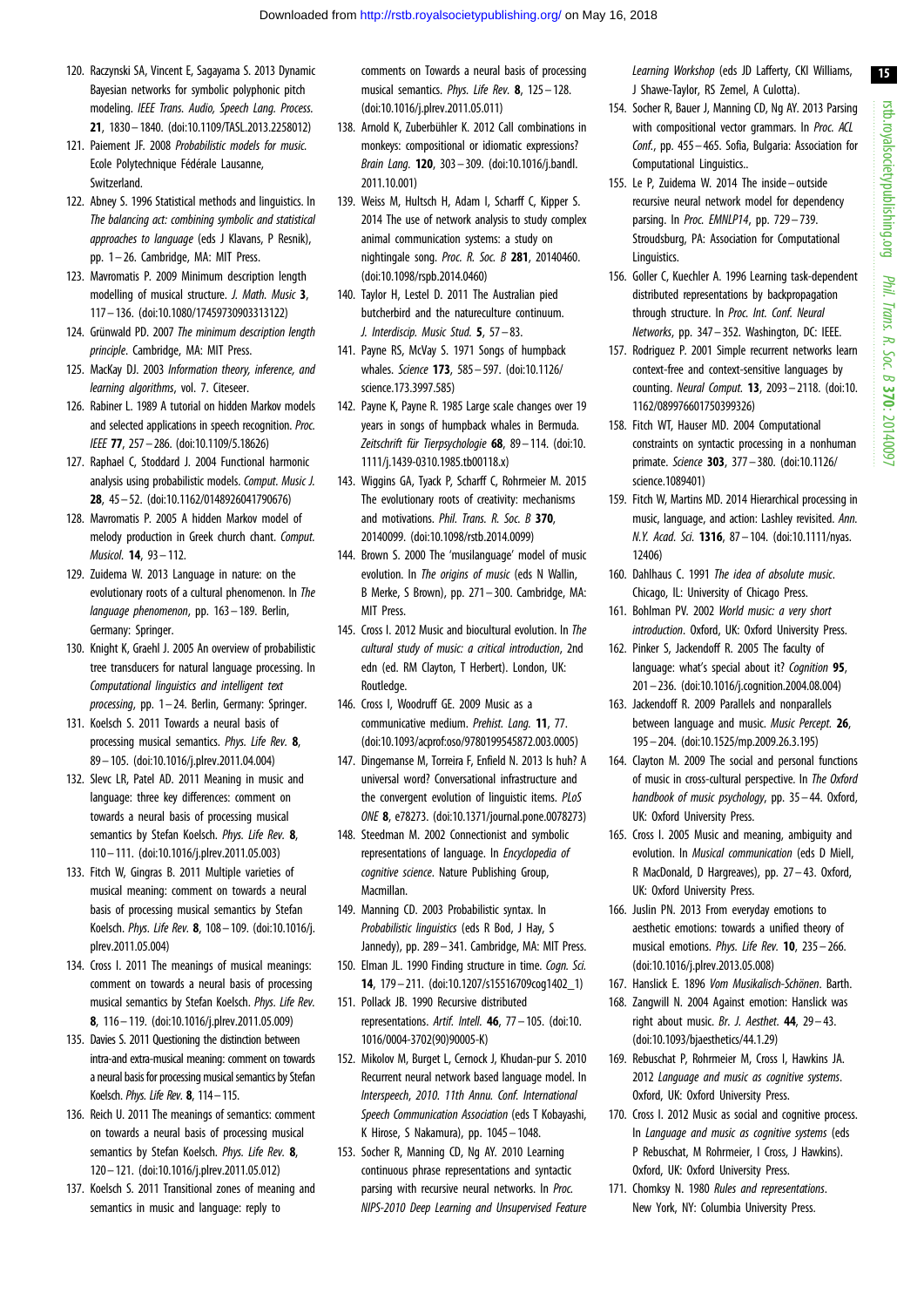120. Raczynski SA, Vincent E, Sagayama S. 2013 Dynamic Bayesian networks for symbolic polyphonic pitch modeling. *IEEE Trans. Audio, Speech Lang. Process.* **21**, 1830–1840. (doi:10.1109/TASL.2013.2258012)

121. Paiement JF. 2008 *Probabilistic models for music*. Ecole Polytechnique Fédérale Lausanne, Switzerland.

122. Abney S. 1996 Statistical methods and linguistics. In *The balancing act: combining symbolic and statistical approaches to language* (eds J Klavans, P Resnik), pp. 1–26. Cambridge, MA: MIT Press.

123. Mavromatis P. 2009 Minimum description length modelling of musical structure. *J. Math. Music* **3**, 117–136. (doi:10.1080/17459730903313122)

124. Grünwald PD. 2007 *The minimum description length principle*. Cambridge, MA: MIT Press.

125. MacKay DJ. 2003 *Information theory, inference, and learning algorithms*, vol. 7. Citeseer.

126. Rabiner L. 1989 A tutorial on hidden Markov models and selected applications in speech recognition. *Proc. IEEE* **77**, 257–286. (doi:10.1109/5.18626)

127. Raphael C, Stoddard J. 2004 Functional harmonic analysis using probabilistic models. *Comput. Music J.* **28**, 45–52. (doi:10.1162/0148926041790676)

128. Mavromatis P. 2005 A hidden Markov model of melody production in Greek church chant. *Comput. Musicol.* **14**, 93–112.

129. Zuidema W. 2013 Language in nature: on the evolutionary roots of a cultural phenomenon. In *The language phenomenon*, pp. 163–189. Berlin, Germany: Springer.

130. Knight K, Graehl J. 2005 An overview of probabilistic tree transducers for natural language processing. In *Computational linguistics and intelligent text processing*, pp. 1–24. Berlin, Germany: Springer.

131. Koelsch S. 2011 Towards a neural basis of processing musical semantics. *Phys. Life Rev.* **8**, 89–105. (doi:10.1016/j.plrev.2011.04.004)

132. Slevc LR, Patel AD. 2011 Meaning in music and language: three key differences: comment on towards a neural basis of processing musical semantics by Stefan Koelsch. *Phys. Life Rev.* **8**, 110–111. (doi:10.1016/j.plrev.2011.05.003)

133. Fitch W, Gingras B. 2011 Multiple varieties of musical meaning: comment on towards a neural basis of processing musical semantics by Stefan Koelsch. *Phys. Life Rev.* **8**, 108–109. (doi:10.1016/j.plrev.2011.05.004)

134. Cross I. 2011 The meanings of musical meanings: comment on towards a neural basis of processing musical semantics by Stefan Koelsch. *Phys. Life Rev.* **8**, 116–119. (doi:10.1016/j.plrev.2011.05.009)

135. Davies S. 2011 Questioning the distinction between intra-and extra-musical meaning: comment on towards a neural basis for processing musical semantics by Stefan Koelsch. *Phys. Life Rev.* **8**, 114–115.

136. Reich U. 2011 The meanings of semantics: comment on towards a neural basis of processing musical semantics by Stefan Koelsch. *Phys. Life Rev.* **8**, 120–121. (doi:10.1016/j.plrev.2011.05.012)

137. Koelsch S. 2011 Transitional zones of meaning and semantics in music and language: reply to comments on Towards a neural basis of processing musical semantics. *Phys. Life Rev.* **8**, 125–128. (doi:10.1016/j.plrev.2011.05.011)

138. Arnold K, Zuberbühler K. 2012 Call combinations in monkeys: compositional or idiomatic expressions? *Brain Lang.* **120**, 303–309. (doi:10.1016/j.bandl.2011.10.001)

139. Weiss M, Hultsch H, Adam I, Scharff C, Kipper S. 2014 The use of network analysis to study complex animal communication systems: a study on nightingale song. *Proc. R. Soc. B* **281**, 20140460. (doi:10.1098/rspb.2014.0460)

140. Taylor H, Lestel D. 2011 The Australian pied butcherbird and the natureculture continuum. *J. Interdiscip. Music Stud.* **5**, 57–83.

141. Payne RS, McVay S. 1971 Songs of humpback whales. *Science* **173**, 585–597. (doi:10.1126/science.173.3997.585)

142. Payne K, Payne R. 1985 Large scale changes over 19 years in songs of humpback whales in Bermuda. *Zeitschrift für Tierpsychologie* **68**, 89–114. (doi:10.1111/j.1439-0310.1985.tb00118.x)

143. Wiggins GA, Tyack P, Scharff C, Rohrmeier M. 2015 The evolutionary roots of creativity: mechanisms and motivations. *Phil. Trans. R. Soc. B* **370**, 20140099. (doi:10.1098/rstb.2014.0099)

144. Brown S. 2000 The 'musilanguage' model of music evolution. In *The origins of music* (eds N Wallin, B Merke, S Brown), pp. 271–300. Cambridge, MA: MIT Press.

145. Cross I. 2012 Music and biocultural evolution. In *The cultural study of music: a critical introduction*, 2nd edn (ed. RM Clayton, T Herbert). London, UK: Routledge.

146. Cross I, Woodruff GE. 2009 Music as a communicative medium. *Prehist. Lang.* **11**, 77. (doi:10.1093/acprof:oso/9780199545872.003.0005)

147. Dingemanse M, Torreira F, Enfield N. 2013 Is huh? A universal word? Conversational infrastructure and the convergent evolution of linguistic items. *PLoS ONE* **8**, e78273. (doi:10.1371/journal.pone.0078273)

148. Steedman M. 2002 Connectionist and symbolic representations of language. In *Encyclopedia of cognitive science*. Nature Publishing Group, Macmillan.

149. Manning CD. 2003 Probabilistic syntax. In *Probabilistic linguistics* (eds R Bod, J Hay, S Jannedy), pp. 289–341. Cambridge, MA: MIT Press.

150. Elman JL. 1990 Finding structure in time. *Cogn. Sci.* **14**, 179–211. (doi:10.1207/s15516709cog1402_1)

151. Pollack JB. 1990 Recursive distributed representations. *Artif. Intell.* **46**, 77–105. (doi:10.1016/0004-3702(90)90005-K)

152. Mikolov M, Burget L, Cernock J, Khudan-pur S. 2010 Recurrent neural network based language model. In *Interspeech, 2010. 11th Annu. Conf. International Speech Communication Association* (eds T Kobayashi, K Hirose, S Nakamura), pp. 1045–1048.

153. Socher R, Manning CD, Ng AY. 2010 Learning continuous phrase representations and syntactic parsing with recursive neural networks. In *Proc. NIPS-2010 Deep Learning and Unsupervised Feature Learning Workshop* (eds JD Lafferty, CKI Williams, J Shawe-Taylor, RS Zemel, A Culotta).

154. Socher R, Bauer J, Manning CD, Ng AY. 2013 Parsing with compositional vector grammars. In *Proc. ACL Conf.*, pp. 455–465. Sofia, Bulgaria: Association for Computational Linguistics..

155. Le P, Zuidema W. 2014 The inside–outside recursive neural network model for dependency parsing. In *Proc. EMNLP14*, pp. 729–739. Stroudsburg, PA: Association for Computational Linguistics.

156. Goller C, Kuechler A. 1996 Learning task-dependent distributed representations by backpropagation through structure. In *Proc. Int. Conf. Neural Networks*, pp. 347–352. Washington, DC: IEEE.

157. Rodriguez P. 2001 Simple recurrent networks learn context-free and context-sensitive languages by counting. *Neural Comput.* **13**, 2093–2118. (doi:10.1162/089976601750399326)

158. Fitch WT, Hauser MD. 2004 Computational constraints on syntactic processing in a nonhuman primate. *Science* **303**, 377–380. (doi:10.1126/science.1089401)

159. Fitch W, Martins MD. 2014 Hierarchical processing in music, language, and action: Lashley revisited. *Ann. N.Y. Acad. Sci.* **1316**, 87–104. (doi:10.1111/nyas.12406)

160. Dahlhaus C. 1991 *The idea of absolute music*. Chicago, IL: University of Chicago Press.

161. Bohlman PV. 2002 *World music: a very short introduction*. Oxford, UK: Oxford University Press.

162. Pinker S, Jackendoff R. 2005 The faculty of language: what's special about it? *Cognition* **95**, 201–236. (doi:10.1016/j.cognition.2004.08.004)

163. Jackendoff R. 2009 Parallels and nonparallels between language and music. *Music Percept.* **26**, 195–204. (doi:10.1525/mp.2009.26.3.195)

164. Clayton M. 2009 The social and personal functions of music in cross-cultural perspective. In *The Oxford handbook of music psychology*, pp. 35–44. Oxford, UK: Oxford University Press.

165. Cross I. 2005 Music and meaning, ambiguity and evolution. In *Musical communication* (eds D Miell, R MacDonald, D Hargreaves), pp. 27–43. Oxford, UK: Oxford University Press.

166. Juslin PN. 2013 From everyday emotions to aesthetic emotions: towards a unified theory of musical emotions. *Phys. Life Rev.* **10**, 235–266. (doi:10.1016/j.plrev.2013.05.008)

167. Hanslick E. 1896 *Vom Musikalisch-Schönen*. Barth.

168. Zangwill N. 2004 Against emotion: Hanslick was right about music. *Br. J. Aesthet.* **44**, 29–43. (doi:10.1093/bjaesthetics/44.1.29)

169. Rebuschat P, Rohrmeier M, Cross I, Hawkins JA. 2012 *Language and music as cognitive systems*. Oxford, UK: Oxford University Press.

170. Cross I. 2012 Music as social and cognitive process. In *Language and music as cognitive systems* (eds P Rebuschat, M Rohrmeier, I Cross, J Hawkins). Oxford, UK: Oxford University Press.

171. Chomsky N. 1980 *Rules and representations*. New York, NY: Columbia University Press.